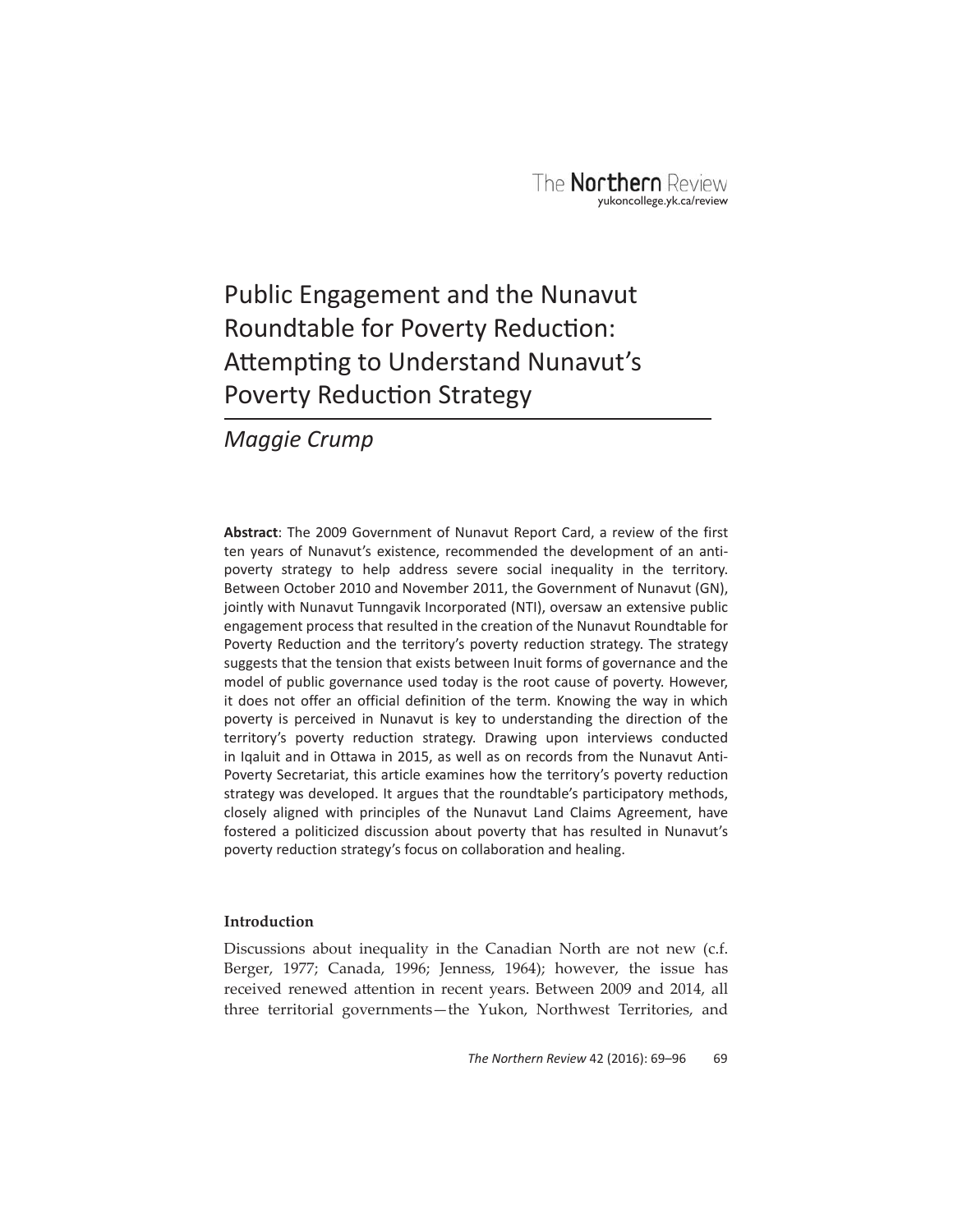# Public Engagement and the Nunavut Roundtable for Poverty Reduction: Attempting to Understand Nunavut's Poverty Reduction Strategy

*Maggie Crump*

**Abstract**: The 2009 Government of Nunavut Report Card, a review of the first ten years of Nunavut's existence, recommended the development of an anti-poverty strategy to help address severe social inequality in the territory. Between October 2010 and November 2011, the Government of Nunavut (GN), jointly with Nunavut Tunngavik Incorporated (NTI), oversaw an extensive public engagement process that resulted in the creation of the Nunavut Roundtable for Poverty Reduction and the territory's poverty reduction strategy. The strategy suggests that the tension that exists between Inuit forms of governance and the model of public governance used today is the root cause of poverty. However, it does not offer an official definition of the term. Knowing the way in which poverty is perceived in Nunavut is key to understanding the direction of the territory's poverty reduction strategy. Drawing upon interviews conducted in Iqaluit and in Ottawa in 2015, as well as on records from the Nunavut Anti-Poverty Secretariat, this article examines how the territory's poverty reduction strategy was developed. It argues that the roundtable's participatory methods, closely aligned with principles of the Nunavut Land Claims Agreement, have fostered a politicized discussion about poverty that has resulted in Nunavut's poverty reduction strategy's focus on collaboration and healing.

## Introduction

Discussions about inequality in the Canadian North are not new (c.f. Berger, 1977; Canada, 1996; Jenness, 1964); however, the issue has received renewed attention in recent years. Between 2009 and 2014, all three territorial governments—the Yukon, Northwest Territories, and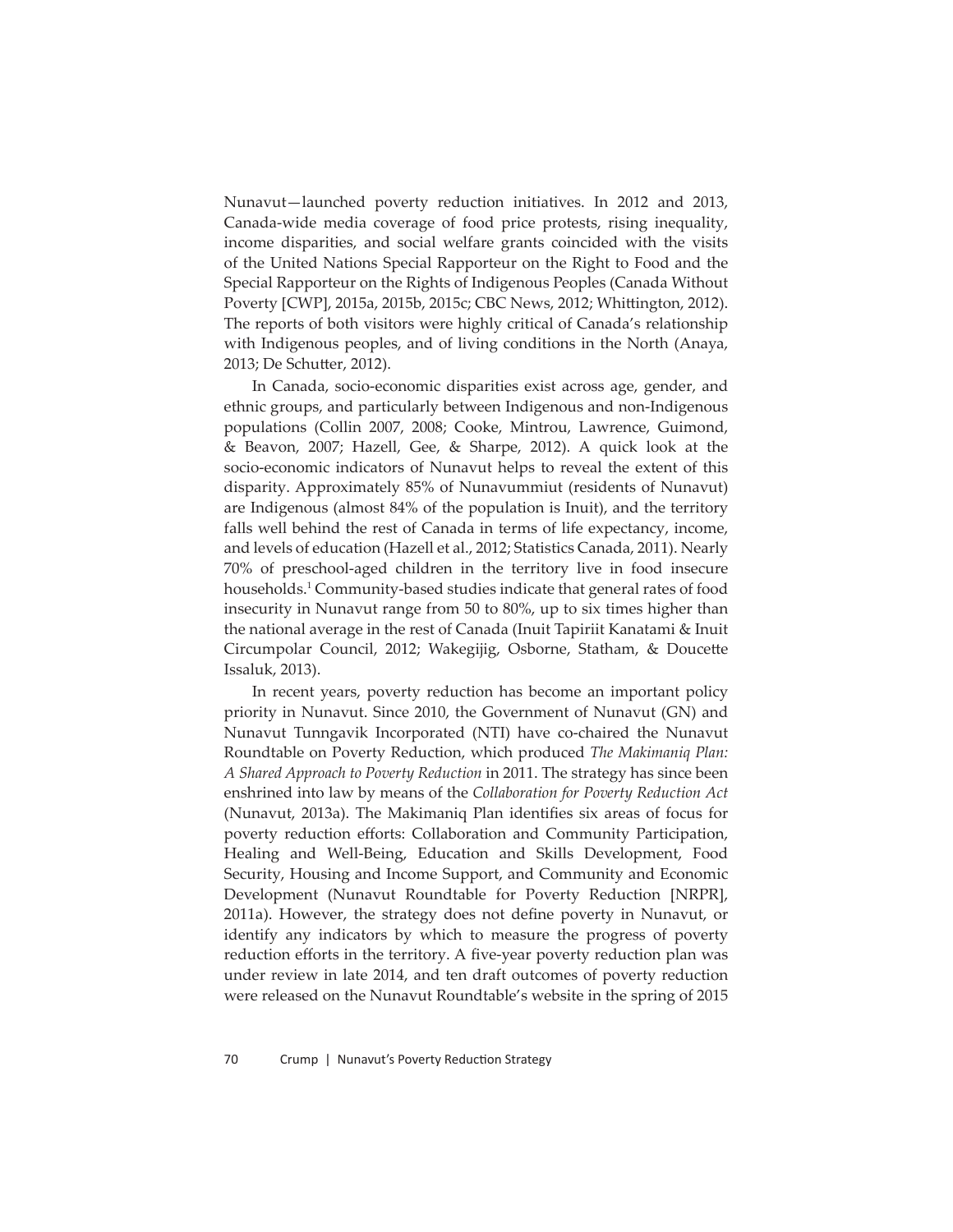Nunavut—launched poverty reduction initiatives. In 2012 and 2013, Canada-wide media coverage of food price protests, rising inequality, income disparities, and social welfare grants coincided with the visits of the United Nations Special Rapporteur on the Right to Food and the Special Rapporteur on the Rights of Indigenous Peoples (Canada Without Poverty [CWP], 2015a, 2015b, 2015c; CBC News, 2012; Whittington, 2012). The reports of both visitors were highly critical of Canada's relationship with Indigenous peoples, and of living conditions in the North (Anaya, 2013; De Schutter, 2012).

In Canada, socio-economic disparities exist across age, gender, and ethnic groups, and particularly between Indigenous and non-Indigenous populations (Collin 2007, 2008; Cooke, Mintrou, Lawrence, Guimond, & Beavon, 2007; Hazell, Gee, & Sharpe, 2012). A quick look at the socio-economic indicators of Nunavut helps to reveal the extent of this disparity. Approximately 85% of Nunavummiut (residents of Nunavut) are Indigenous (almost 84% of the population is Inuit), and the territory falls well behind the rest of Canada in terms of life expectancy, income, and levels of education (Hazell et al., 2012; Statistics Canada, 2011). Nearly 70% of preschool-aged children in the territory live in food insecure households.[1] Community-based studies indicate that general rates of food insecurity in Nunavut range from 50 to 80%, up to six times higher than the national average in the rest of Canada (Inuit Tapiriit Kanatami & Inuit Circumpolar Council, 2012; Wakegijig, Osborne, Statham, & Doucette Issaluk, 2013).

In recent years, poverty reduction has become an important policy priority in Nunavut. Since 2010, the Government of Nunavut (GN) and Nunavut Tunngavik Incorporated (NTI) have co-chaired the Nunavut Roundtable on Poverty Reduction, which produced *The Makimaniq Plan: A Shared Approach to Poverty Reduction* in 2011. The strategy has since been enshrined into law by means of the *Collaboration for Poverty Reduction Act* (Nunavut, 2013a). The Makimaniq Plan identifies six areas of focus for poverty reduction efforts: Collaboration and Community Participation, Healing and Well-Being, Education and Skills Development, Food Security, Housing and Income Support, and Community and Economic Development (Nunavut Roundtable for Poverty Reduction [NRPR], 2011a). However, the strategy does not define poverty in Nunavut, or identify any indicators by which to measure the progress of poverty reduction efforts in the territory. A five-year poverty reduction plan was under review in late 2014, and ten draft outcomes of poverty reduction were released on the Nunavut Roundtable's website in the spring of 2015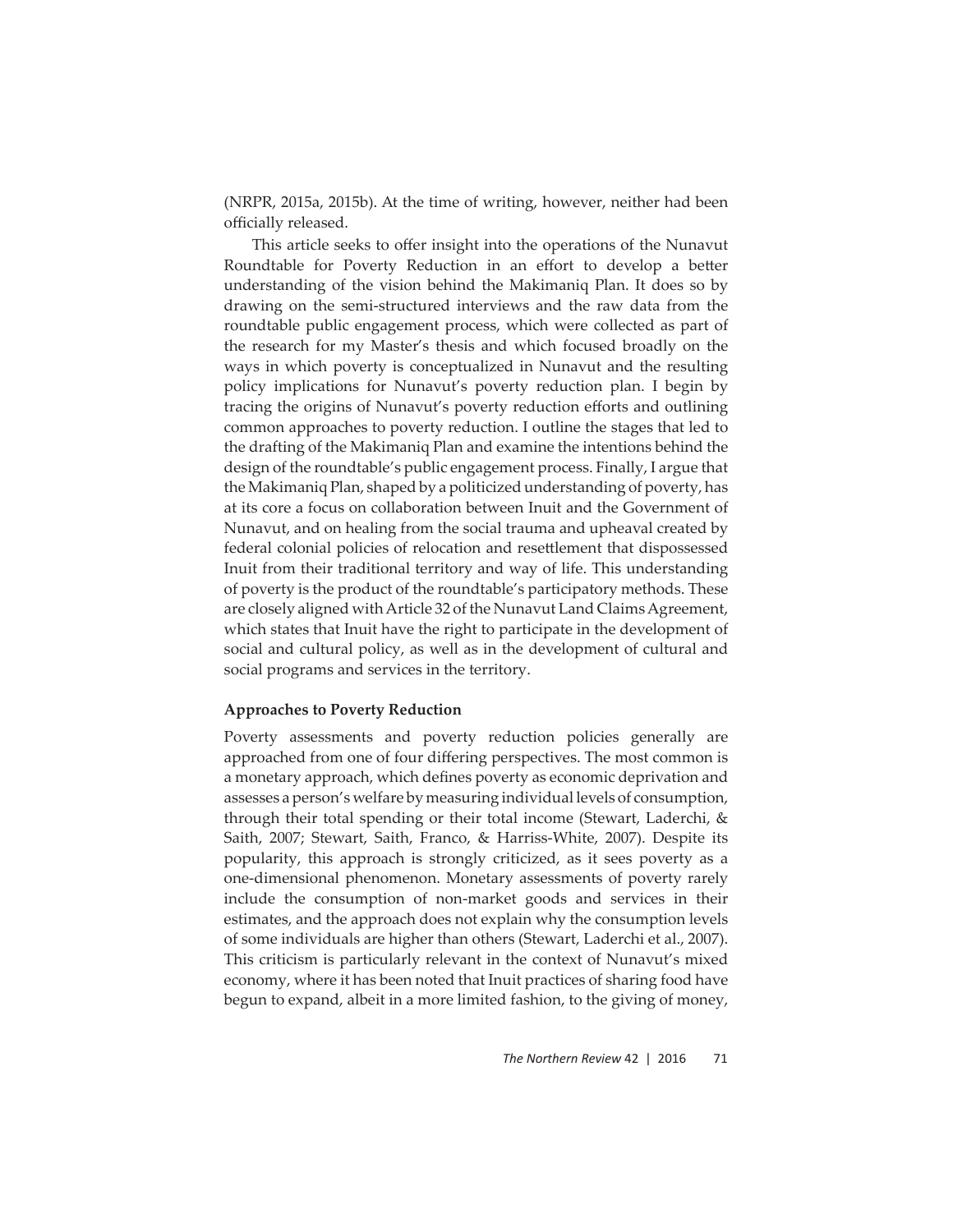(NRPR, 2015a, 2015b). At the time of writing, however, neither had been officially released.

This article seeks to offer insight into the operations of the Nunavut Roundtable for Poverty Reduction in an effort to develop a better understanding of the vision behind the Makimaniq Plan. It does so by drawing on the semi-structured interviews and the raw data from the roundtable public engagement process, which were collected as part of the research for my Master's thesis and which focused broadly on the ways in which poverty is conceptualized in Nunavut and the resulting policy implications for Nunavut's poverty reduction plan. I begin by tracing the origins of Nunavut's poverty reduction efforts and outlining common approaches to poverty reduction. I outline the stages that led to the drafting of the Makimaniq Plan and examine the intentions behind the design of the roundtable's public engagement process. Finally, I argue that the Makimaniq Plan, shaped by a politicized understanding of poverty, has at its core a focus on collaboration between Inuit and the Government of Nunavut, and on healing from the social trauma and upheaval created by federal colonial policies of relocation and resettlement that dispossessed Inuit from their traditional territory and way of life. This understanding of poverty is the product of the roundtable's participatory methods. These are closely aligned with Article 32 of the Nunavut Land Claims Agreement, which states that Inuit have the right to participate in the development of social and cultural policy, as well as in the development of cultural and social programs and services in the territory.

**Approaches to Poverty Reduction**

Poverty assessments and poverty reduction policies generally are approached from one of four differing perspectives. The most common is a monetary approach, which defines poverty as economic deprivation and assesses a person's welfare by measuring individual levels of consumption, through their total spending or their total income (Stewart, Laderchi, & Saith, 2007; Stewart, Saith, Franco, & Harriss-White, 2007). Despite its popularity, this approach is strongly criticized, as it sees poverty as a one-dimensional phenomenon. Monetary assessments of poverty rarely include the consumption of non-market goods and services in their estimates, and the approach does not explain why the consumption levels of some individuals are higher than others (Stewart, Laderchi et al., 2007). This criticism is particularly relevant in the context of Nunavut's mixed economy, where it has been noted that Inuit practices of sharing food have begun to expand, albeit in a more limited fashion, to the giving of money,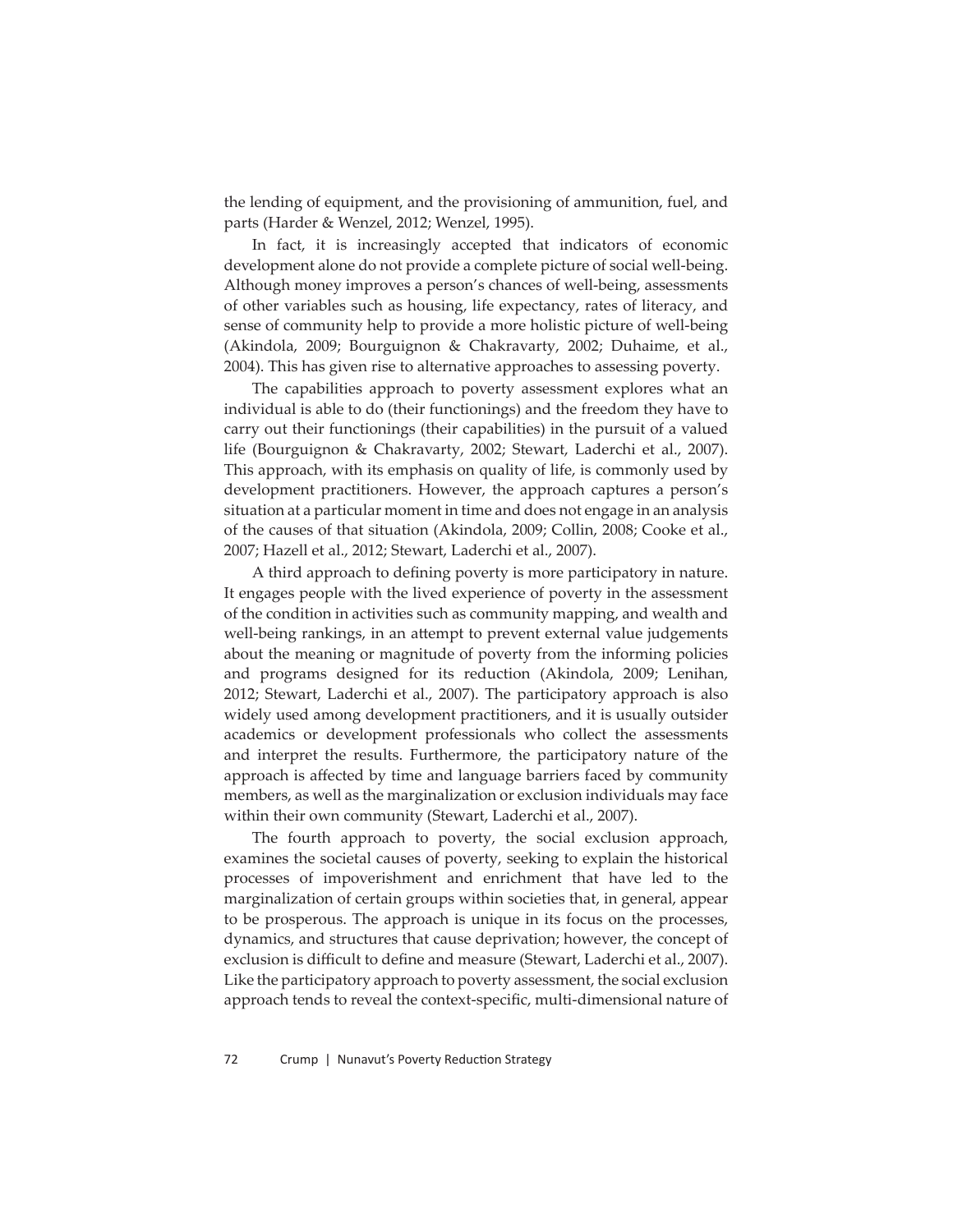the lending of equipment, and the provisioning of ammunition, fuel, and parts (Harder & Wenzel, 2012; Wenzel, 1995).

In fact, it is increasingly accepted that indicators of economic development alone do not provide a complete picture of social well-being. Although money improves a person's chances of well-being, assessments of other variables such as housing, life expectancy, rates of literacy, and sense of community help to provide a more holistic picture of well-being (Akindola, 2009; Bourguignon & Chakravarty, 2002; Duhaime, et al., 2004). This has given rise to alternative approaches to assessing poverty.

The capabilities approach to poverty assessment explores what an individual is able to do (their functionings) and the freedom they have to carry out their functionings (their capabilities) in the pursuit of a valued life (Bourguignon & Chakravarty, 2002; Stewart, Laderchi et al., 2007). This approach, with its emphasis on quality of life, is commonly used by development practitioners. However, the approach captures a person's situation at a particular moment in time and does not engage in an analysis of the causes of that situation (Akindola, 2009; Collin, 2008; Cooke et al., 2007; Hazell et al., 2012; Stewart, Laderchi et al., 2007).

A third approach to defining poverty is more participatory in nature. It engages people with the lived experience of poverty in the assessment of the condition in activities such as community mapping, and wealth and well-being rankings, in an attempt to prevent external value judgements about the meaning or magnitude of poverty from the informing policies and programs designed for its reduction (Akindola, 2009; Lenihan, 2012; Stewart, Laderchi et al., 2007). The participatory approach is also widely used among development practitioners, and it is usually outsider academics or development professionals who collect the assessments and interpret the results. Furthermore, the participatory nature of the approach is affected by time and language barriers faced by community members, as well as the marginalization or exclusion individuals may face within their own community (Stewart, Laderchi et al., 2007).

The fourth approach to poverty, the social exclusion approach, examines the societal causes of poverty, seeking to explain the historical processes of impoverishment and enrichment that have led to the marginalization of certain groups within societies that, in general, appear to be prosperous. The approach is unique in its focus on the processes, dynamics, and structures that cause deprivation; however, the concept of exclusion is difficult to define and measure (Stewart, Laderchi et al., 2007). Like the participatory approach to poverty assessment, the social exclusion approach tends to reveal the context-specific, multi-dimensional nature of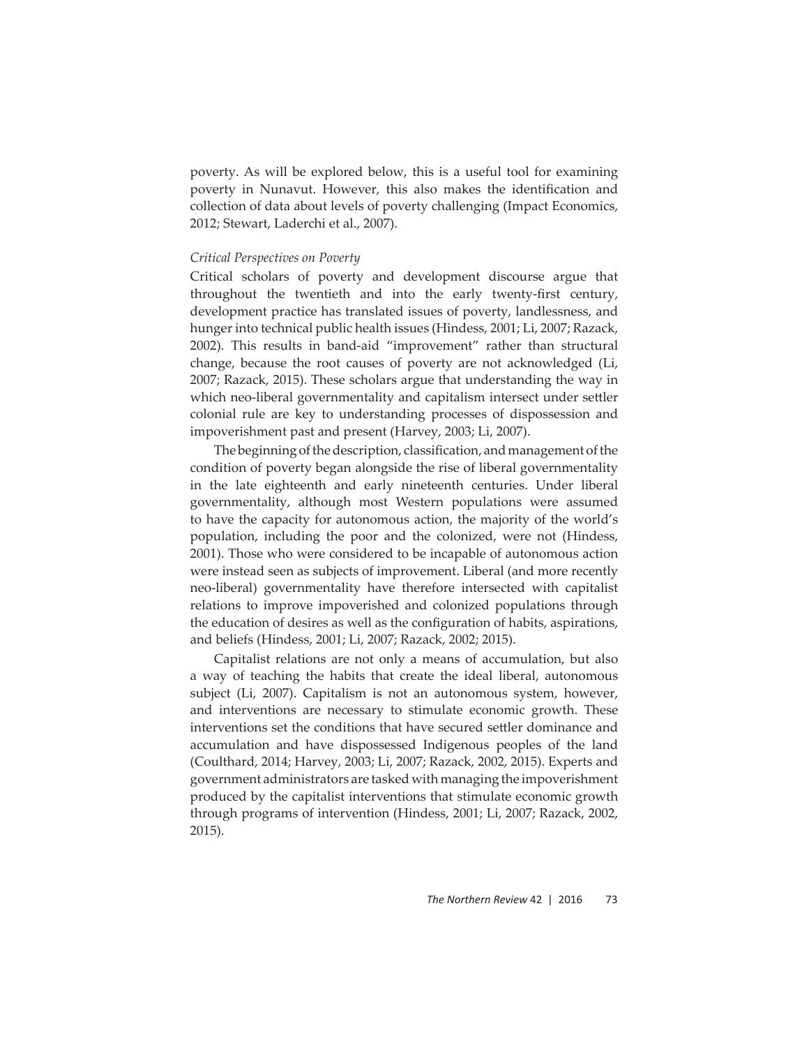poverty. As will be explored below, this is a useful tool for examining poverty in Nunavut. However, this also makes the identification and collection of data about levels of poverty challenging (Impact Economics, 2012; Stewart, Laderchi et al., 2007).

### *Critical Perspectives on Poverty*

Critical scholars of poverty and development discourse argue that throughout the twentieth and into the early twenty-first century, development practice has translated issues of poverty, landlessness, and hunger into technical public health issues (Hindess, 2001; Li, 2007; Razack, 2002). This results in band-aid "improvement" rather than structural change, because the root causes of poverty are not acknowledged (Li, 2007; Razack, 2015). These scholars argue that understanding the way in which neo-liberal governmentality and capitalism intersect under settler colonial rule are key to understanding processes of dispossession and impoverishment past and present (Harvey, 2003; Li, 2007).

The beginning of the description, classification, and management of the condition of poverty began alongside the rise of liberal governmentality in the late eighteenth and early nineteenth centuries. Under liberal governmentality, although most Western populations were assumed to have the capacity for autonomous action, the majority of the world's population, including the poor and the colonized, were not (Hindess, 2001). Those who were considered to be incapable of autonomous action were instead seen as subjects of improvement. Liberal (and more recently neo-liberal) governmentality have therefore intersected with capitalist relations to improve impoverished and colonized populations through the education of desires as well as the configuration of habits, aspirations, and beliefs (Hindess, 2001; Li, 2007; Razack, 2002; 2015).

Capitalist relations are not only a means of accumulation, but also a way of teaching the habits that create the ideal liberal, autonomous subject (Li, 2007). Capitalism is not an autonomous system, however, and interventions are necessary to stimulate economic growth. These interventions set the conditions that have secured settler dominance and accumulation and have dispossessed Indigenous peoples of the land (Coulthard, 2014; Harvey, 2003; Li, 2007; Razack, 2002, 2015). Experts and government administrators are tasked with managing the impoverishment produced by the capitalist interventions that stimulate economic growth through programs of intervention (Hindess, 2001; Li, 2007; Razack, 2002, 2015).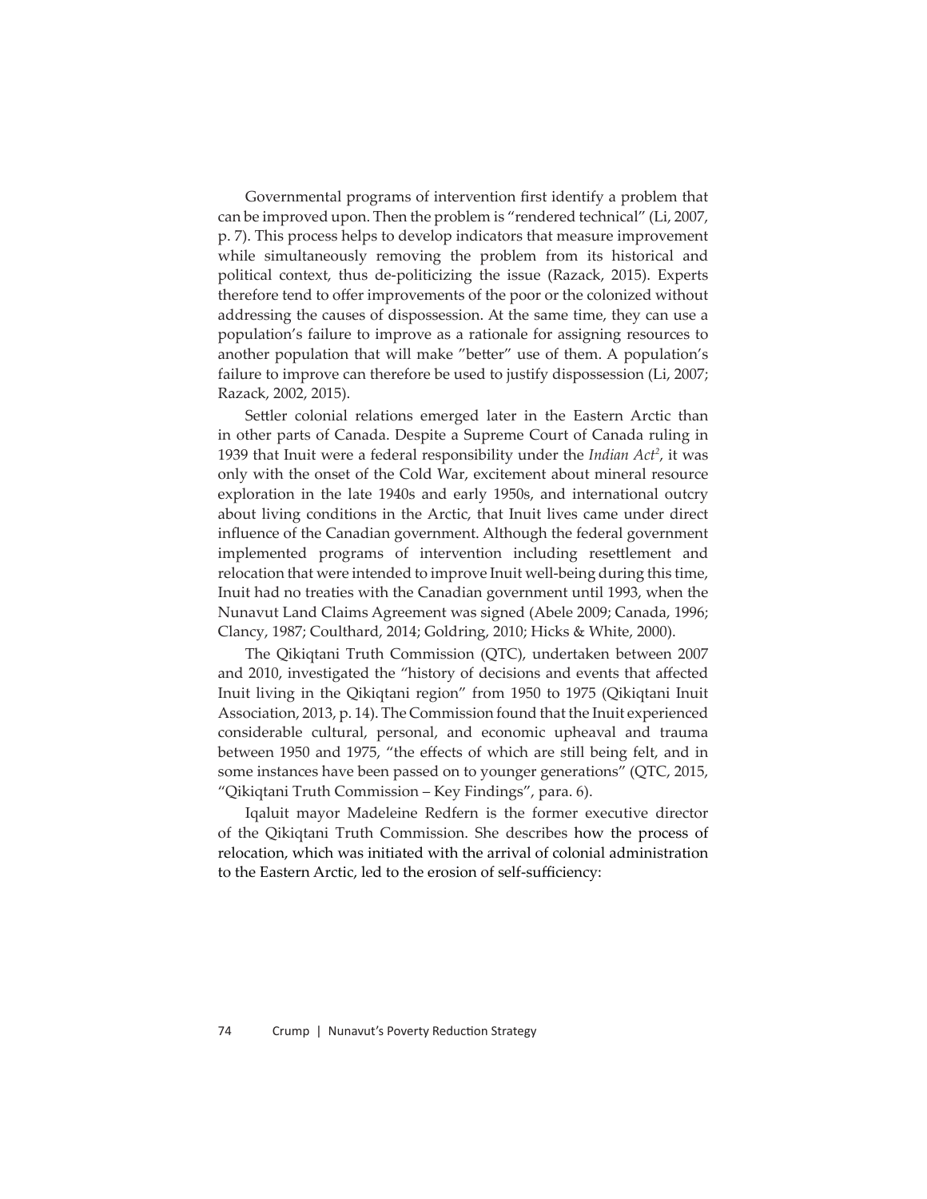Governmental programs of intervention first identify a problem that can be improved upon. Then the problem is "rendered technical" (Li, 2007, p. 7). This process helps to develop indicators that measure improvement while simultaneously removing the problem from its historical and political context, thus de-politicizing the issue (Razack, 2015). Experts therefore tend to offer improvements of the poor or the colonized without addressing the causes of dispossession. At the same time, they can use a population's failure to improve as a rationale for assigning resources to another population that will make "better" use of them. A population's failure to improve can therefore be used to justify dispossession (Li, 2007; Razack, 2002, 2015).

Settler colonial relations emerged later in the Eastern Arctic than in other parts of Canada. Despite a Supreme Court of Canada ruling in 1939 that Inuit were a federal responsibility under the *Indian Act*[2], it was only with the onset of the Cold War, excitement about mineral resource exploration in the late 1940s and early 1950s, and international outcry about living conditions in the Arctic, that Inuit lives came under direct influence of the Canadian government. Although the federal government implemented programs of intervention including resettlement and relocation that were intended to improve Inuit well-being during this time, Inuit had no treaties with the Canadian government until 1993, when the Nunavut Land Claims Agreement was signed (Abele 2009; Canada, 1996; Clancy, 1987; Coulthard, 2014; Goldring, 2010; Hicks & White, 2000).

The Qikiqtani Truth Commission (QTC), undertaken between 2007 and 2010, investigated the "history of decisions and events that affected Inuit living in the Qikiqtani region" from 1950 to 1975 (Qikiqtani Inuit Association, 2013, p. 14). The Commission found that the Inuit experienced considerable cultural, personal, and economic upheaval and trauma between 1950 and 1975, "the effects of which are still being felt, and in some instances have been passed on to younger generations" (QTC, 2015, "Qikiqtani Truth Commission – Key Findings", para. 6).

Iqaluit mayor Madeleine Redfern is the former executive director of the Qikiqtani Truth Commission. She describes how the process of relocation, which was initiated with the arrival of colonial administration to the Eastern Arctic, led to the erosion of self-sufficiency: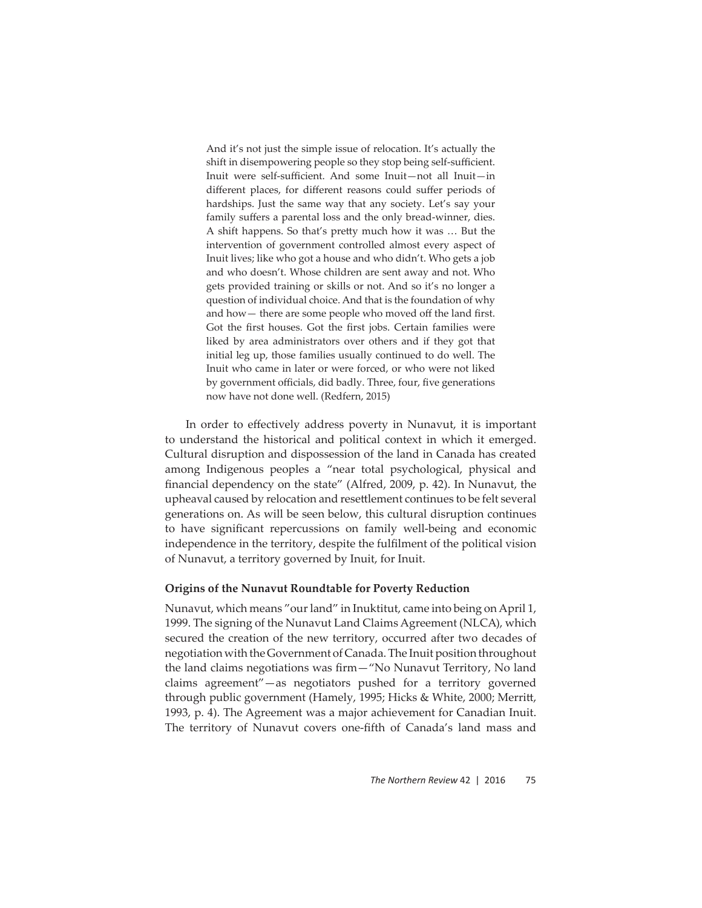> And it's not just the simple issue of relocation. It's actually the shift in disempowering people so they stop being self-sufficient. Inuit were self-sufficient. And some Inuit—not all Inuit—in different places, for different reasons could suffer periods of hardships. Just the same way that any society. Let's say your family suffers a parental loss and the only bread-winner, dies. A shift happens. So that's pretty much how it was … But the intervention of government controlled almost every aspect of Inuit lives; like who got a house and who didn't. Who gets a job and who doesn't. Whose children are sent away and not. Who gets provided training or skills or not. And so it's no longer a question of individual choice. And that is the foundation of why and how— there are some people who moved off the land first. Got the first houses. Got the first jobs. Certain families were liked by area administrators over others and if they got that initial leg up, those families usually continued to do well. The Inuit who came in later or were forced, or who were not liked by government officials, did badly. Three, four, five generations now have not done well. (Redfern, 2015)

In order to effectively address poverty in Nunavut, it is important to understand the historical and political context in which it emerged. Cultural disruption and dispossession of the land in Canada has created among Indigenous peoples a "near total psychological, physical and financial dependency on the state" (Alfred, 2009, p. 42). In Nunavut, the upheaval caused by relocation and resettlement continues to be felt several generations on. As will be seen below, this cultural disruption continues to have significant repercussions on family well-being and economic independence in the territory, despite the fulfilment of the political vision of Nunavut, a territory governed by Inuit, for Inuit.

### Origins of the Nunavut Roundtable for Poverty Reduction

Nunavut, which means "our land" in Inuktitut, came into being on April 1, 1999. The signing of the Nunavut Land Claims Agreement (NLCA), which secured the creation of the new territory, occurred after two decades of negotiation with the Government of Canada. The Inuit position throughout the land claims negotiations was firm—"No Nunavut Territory, No land claims agreement"—as negotiators pushed for a territory governed through public government (Hamely, 1995; Hicks & White, 2000; Merritt, 1993, p. 4). The Agreement was a major achievement for Canadian Inuit. The territory of Nunavut covers one-fifth of Canada's land mass and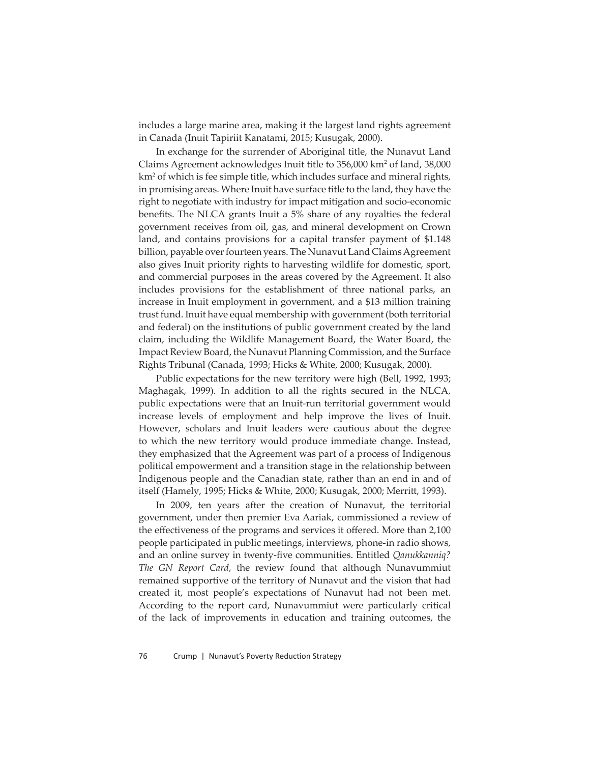includes a large marine area, making it the largest land rights agreement in Canada (Inuit Tapiriit Kanatami, 2015; Kusugak, 2000).

In exchange for the surrender of Aboriginal title, the Nunavut Land Claims Agreement acknowledges Inuit title to 356,000 $km^2$ of land, 38,000 $km^2$ of which is fee simple title, which includes surface and mineral rights, in promising areas. Where Inuit have surface title to the land, they have the right to negotiate with industry for impact mitigation and socio-economic benefits. The NLCA grants Inuit a 5% share of any royalties the federal government receives from oil, gas, and mineral development on Crown land, and contains provisions for a capital transfer payment of $1.148 billion, payable over fourteen years. The Nunavut Land Claims Agreement also gives Inuit priority rights to harvesting wildlife for domestic, sport, and commercial purposes in the areas covered by the Agreement. It also includes provisions for the establishment of three national parks, an increase in Inuit employment in government, and a $13 million training trust fund. Inuit have equal membership with government (both territorial and federal) on the institutions of public government created by the land claim, including the Wildlife Management Board, the Water Board, the Impact Review Board, the Nunavut Planning Commission, and the Surface Rights Tribunal (Canada, 1993; Hicks & White, 2000; Kusugak, 2000).

Public expectations for the new territory were high (Bell, 1992, 1993; Maghagak, 1999). In addition to all the rights secured in the NLCA, public expectations were that an Inuit-run territorial government would increase levels of employment and help improve the lives of Inuit. However, scholars and Inuit leaders were cautious about the degree to which the new territory would produce immediate change. Instead, they emphasized that the Agreement was part of a process of Indigenous political empowerment and a transition stage in the relationship between Indigenous people and the Canadian state, rather than an end in and of itself (Hamely, 1995; Hicks & White, 2000; Kusugak, 2000; Merritt, 1993).

In 2009, ten years after the creation of Nunavut, the territorial government, under then premier Eva Aariak, commissioned a review of the effectiveness of the programs and services it offered. More than 2,100 people participated in public meetings, interviews, phone-in radio shows, and an online survey in twenty-five communities. Entitled *Qanukkanniq? The GN Report Card*, the review found that although Nunavummiut remained supportive of the territory of Nunavut and the vision that had created it, most people's expectations of Nunavut had not been met. According to the report card, Nunavummiut were particularly critical of the lack of improvements in education and training outcomes, the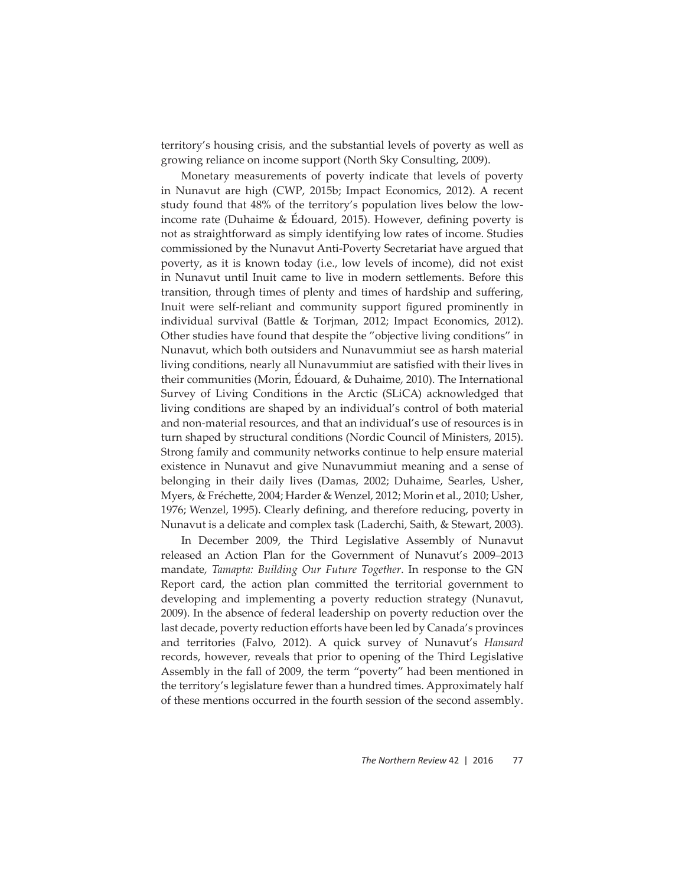territory's housing crisis, and the substantial levels of poverty as well as growing reliance on income support (North Sky Consulting, 2009).

Monetary measurements of poverty indicate that levels of poverty in Nunavut are high (CWP, 2015b; Impact Economics, 2012). A recent study found that 48% of the territory's population lives below the low-income rate (Duhaime & Édouard, 2015). However, defining poverty is not as straightforward as simply identifying low rates of income. Studies commissioned by the Nunavut Anti-Poverty Secretariat have argued that poverty, as it is known today (i.e., low levels of income), did not exist in Nunavut until Inuit came to live in modern settlements. Before this transition, through times of plenty and times of hardship and suffering, Inuit were self-reliant and community support figured prominently in individual survival (Battle & Torjman, 2012; Impact Economics, 2012). Other studies have found that despite the "objective living conditions" in Nunavut, which both outsiders and Nunavummiut see as harsh material living conditions, nearly all Nunavummiut are satisfied with their lives in their communities (Morin, Édouard, & Duhaime, 2010). The International Survey of Living Conditions in the Arctic (SLiCA) acknowledged that living conditions are shaped by an individual's control of both material and non-material resources, and that an individual's use of resources is in turn shaped by structural conditions (Nordic Council of Ministers, 2015). Strong family and community networks continue to help ensure material existence in Nunavut and give Nunavummiut meaning and a sense of belonging in their daily lives (Damas, 2002; Duhaime, Searles, Usher, Myers, & Fréchette, 2004; Harder & Wenzel, 2012; Morin et al., 2010; Usher, 1976; Wenzel, 1995). Clearly defining, and therefore reducing, poverty in Nunavut is a delicate and complex task (Laderchi, Saith, & Stewart, 2003).

In December 2009, the Third Legislative Assembly of Nunavut released an Action Plan for the Government of Nunavut's 2009–2013 mandate, *Tamapta: Building Our Future Together*. In response to the GN Report card, the action plan committed the territorial government to developing and implementing a poverty reduction strategy (Nunavut, 2009). In the absence of federal leadership on poverty reduction over the last decade, poverty reduction efforts have been led by Canada's provinces and territories (Falvo, 2012). A quick survey of Nunavut's *Hansard* records, however, reveals that prior to opening of the Third Legislative Assembly in the fall of 2009, the term "poverty" had been mentioned in the territory's legislature fewer than a hundred times. Approximately half of these mentions occurred in the fourth session of the second assembly.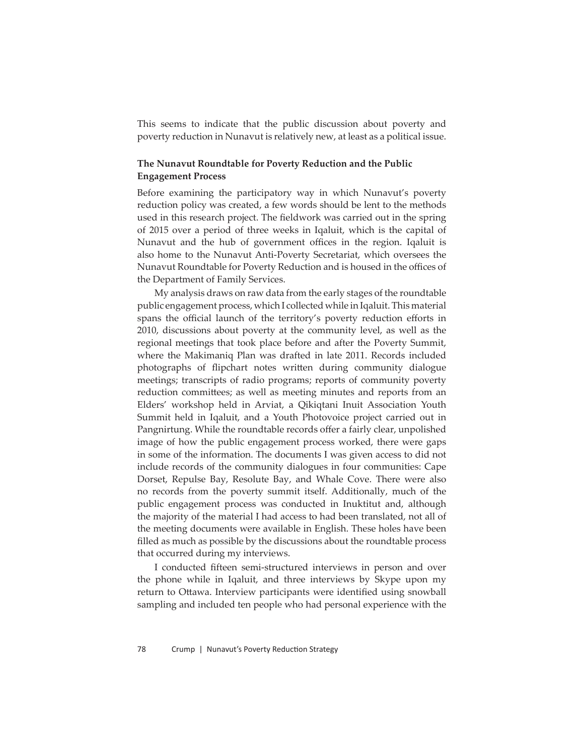This seems to indicate that the public discussion about poverty and poverty reduction in Nunavut is relatively new, at least as a political issue.

### The Nunavut Roundtable for Poverty Reduction and the Public Engagement Process

Before examining the participatory way in which Nunavut's poverty reduction policy was created, a few words should be lent to the methods used in this research project. The fieldwork was carried out in the spring of 2015 over a period of three weeks in Iqaluit, which is the capital of Nunavut and the hub of government offices in the region. Iqaluit is also home to the Nunavut Anti-Poverty Secretariat, which oversees the Nunavut Roundtable for Poverty Reduction and is housed in the offices of the Department of Family Services.

My analysis draws on raw data from the early stages of the roundtable public engagement process, which I collected while in Iqaluit. This material spans the official launch of the territory's poverty reduction efforts in 2010, discussions about poverty at the community level, as well as the regional meetings that took place before and after the Poverty Summit, where the Makimaniq Plan was drafted in late 2011. Records included photographs of flipchart notes written during community dialogue meetings; transcripts of radio programs; reports of community poverty reduction committees; as well as meeting minutes and reports from an Elders' workshop held in Arviat, a Qikiqtani Inuit Association Youth Summit held in Iqaluit, and a Youth Photovoice project carried out in Pangnirtung. While the roundtable records offer a fairly clear, unpolished image of how the public engagement process worked, there were gaps in some of the information. The documents I was given access to did not include records of the community dialogues in four communities: Cape Dorset, Repulse Bay, Resolute Bay, and Whale Cove. There were also no records from the poverty summit itself. Additionally, much of the public engagement process was conducted in Inuktitut and, although the majority of the material I had access to had been translated, not all of the meeting documents were available in English. These holes have been filled as much as possible by the discussions about the roundtable process that occurred during my interviews.

I conducted fifteen semi-structured interviews in person and over the phone while in Iqaluit, and three interviews by Skype upon my return to Ottawa. Interview participants were identified using snowball sampling and included ten people who had personal experience with the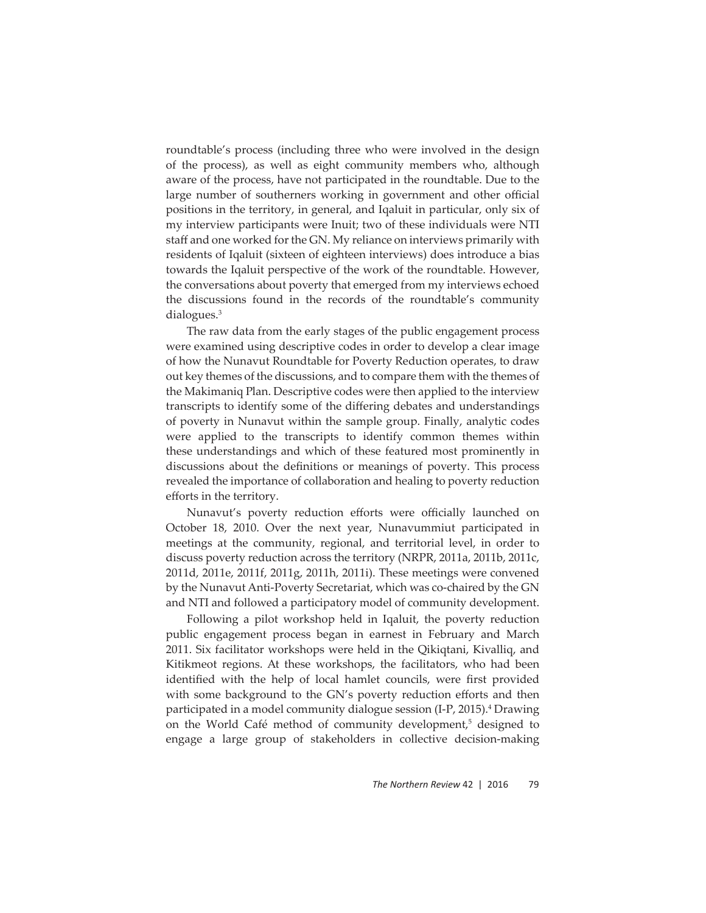roundtable's process (including three who were involved in the design of the process), as well as eight community members who, although aware of the process, have not participated in the roundtable. Due to the large number of southerners working in government and other official positions in the territory, in general, and Iqaluit in particular, only six of my interview participants were Inuit; two of these individuals were NTI staff and one worked for the GN. My reliance on interviews primarily with residents of Iqaluit (sixteen of eighteen interviews) does introduce a bias towards the Iqaluit perspective of the work of the roundtable. However, the conversations about poverty that emerged from my interviews echoed the discussions found in the records of the roundtable's community dialogues.[3]

The raw data from the early stages of the public engagement process were examined using descriptive codes in order to develop a clear image of how the Nunavut Roundtable for Poverty Reduction operates, to draw out key themes of the discussions, and to compare them with the themes of the Makimaniq Plan. Descriptive codes were then applied to the interview transcripts to identify some of the differing debates and understandings of poverty in Nunavut within the sample group. Finally, analytic codes were applied to the transcripts to identify common themes within these understandings and which of these featured most prominently in discussions about the definitions or meanings of poverty. This process revealed the importance of collaboration and healing to poverty reduction efforts in the territory.

Nunavut's poverty reduction efforts were officially launched on October 18, 2010. Over the next year, Nunavummiut participated in meetings at the community, regional, and territorial level, in order to discuss poverty reduction across the territory (NRPR, 2011a, 2011b, 2011c, 2011d, 2011e, 2011f, 2011g, 2011h, 2011i). These meetings were convened by the Nunavut Anti-Poverty Secretariat, which was co-chaired by the GN and NTI and followed a participatory model of community development.

Following a pilot workshop held in Iqaluit, the poverty reduction public engagement process began in earnest in February and March 2011. Six facilitator workshops were held in the Qikiqtani, Kivalliq, and Kitikmeot regions. At these workshops, the facilitators, who had been identified with the help of local hamlet councils, were first provided with some background to the GN's poverty reduction efforts and then participated in a model community dialogue session (I-P, 2015).[4] Drawing on the World Café method of community development,[5] designed to engage a large group of stakeholders in collective decision-making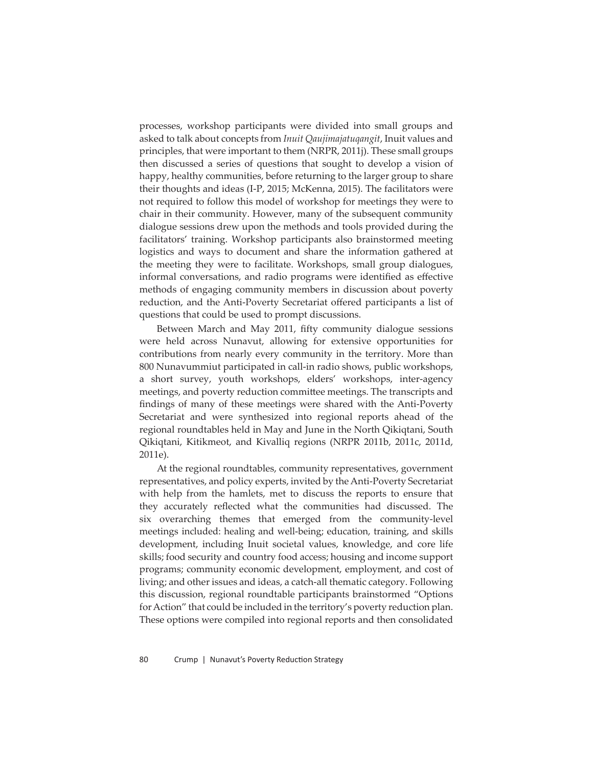processes, workshop participants were divided into small groups and asked to talk about concepts from *Inuit Qaujimajatuqangit*, Inuit values and principles, that were important to them (NRPR, 2011j). These small groups then discussed a series of questions that sought to develop a vision of happy, healthy communities, before returning to the larger group to share their thoughts and ideas (I-P, 2015; McKenna, 2015). The facilitators were not required to follow this model of workshop for meetings they were to chair in their community. However, many of the subsequent community dialogue sessions drew upon the methods and tools provided during the facilitators' training. Workshop participants also brainstormed meeting logistics and ways to document and share the information gathered at the meeting they were to facilitate. Workshops, small group dialogues, informal conversations, and radio programs were identified as effective methods of engaging community members in discussion about poverty reduction, and the Anti-Poverty Secretariat offered participants a list of questions that could be used to prompt discussions.

Between March and May 2011, fifty community dialogue sessions were held across Nunavut, allowing for extensive opportunities for contributions from nearly every community in the territory. More than 800 Nunavummiut participated in call-in radio shows, public workshops, a short survey, youth workshops, elders' workshops, inter-agency meetings, and poverty reduction committee meetings. The transcripts and findings of many of these meetings were shared with the Anti-Poverty Secretariat and were synthesized into regional reports ahead of the regional roundtables held in May and June in the North Qikiqtani, South Qikiqtani, Kitikmeot, and Kivalliq regions (NRPR 2011b, 2011c, 2011d, 2011e).

At the regional roundtables, community representatives, government representatives, and policy experts, invited by the Anti-Poverty Secretariat with help from the hamlets, met to discuss the reports to ensure that they accurately reflected what the communities had discussed. The six overarching themes that emerged from the community-level meetings included: healing and well-being; education, training, and skills development, including Inuit societal values, knowledge, and core life skills; food security and country food access; housing and income support programs; community economic development, employment, and cost of living; and other issues and ideas, a catch-all thematic category. Following this discussion, regional roundtable participants brainstormed "Options for Action" that could be included in the territory's poverty reduction plan. These options were compiled into regional reports and then consolidated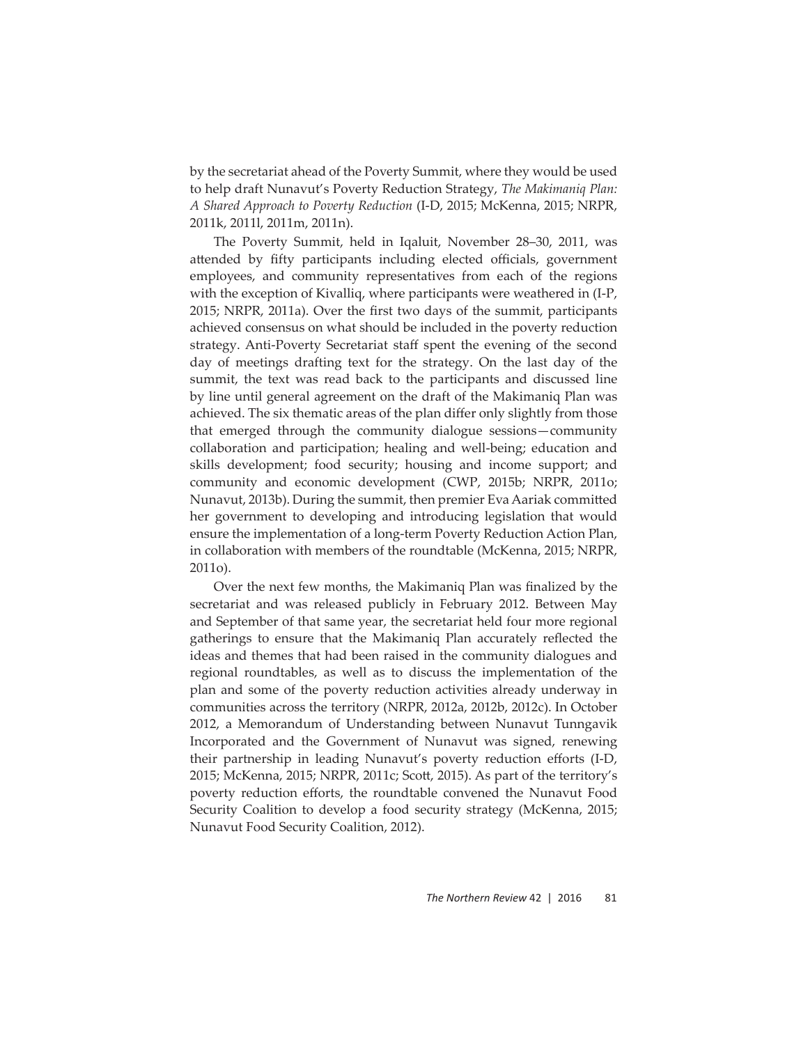by the secretariat ahead of the Poverty Summit, where they would be used to help draft Nunavut's Poverty Reduction Strategy, *The Makimaniq Plan: A Shared Approach to Poverty Reduction* (I-D, 2015; McKenna, 2015; NRPR, 2011k, 2011l, 2011m, 2011n).

The Poverty Summit, held in Iqaluit, November 28–30, 2011, was attended by fifty participants including elected officials, government employees, and community representatives from each of the regions with the exception of Kivalliq, where participants were weathered in (I-P, 2015; NRPR, 2011a). Over the first two days of the summit, participants achieved consensus on what should be included in the poverty reduction strategy. Anti-Poverty Secretariat staff spent the evening of the second day of meetings drafting text for the strategy. On the last day of the summit, the text was read back to the participants and discussed line by line until general agreement on the draft of the Makimaniq Plan was achieved. The six thematic areas of the plan differ only slightly from those that emerged through the community dialogue sessions—community collaboration and participation; healing and well-being; education and skills development; food security; housing and income support; and community and economic development (CWP, 2015b; NRPR, 2011o; Nunavut, 2013b). During the summit, then premier Eva Aariak committed her government to developing and introducing legislation that would ensure the implementation of a long-term Poverty Reduction Action Plan, in collaboration with members of the roundtable (McKenna, 2015; NRPR, 2011o).

Over the next few months, the Makimaniq Plan was finalized by the secretariat and was released publicly in February 2012. Between May and September of that same year, the secretariat held four more regional gatherings to ensure that the Makimaniq Plan accurately reflected the ideas and themes that had been raised in the community dialogues and regional roundtables, as well as to discuss the implementation of the plan and some of the poverty reduction activities already underway in communities across the territory (NRPR, 2012a, 2012b, 2012c). In October 2012, a Memorandum of Understanding between Nunavut Tunngavik Incorporated and the Government of Nunavut was signed, renewing their partnership in leading Nunavut's poverty reduction efforts (I-D, 2015; McKenna, 2015; NRPR, 2011c; Scott, 2015). As part of the territory's poverty reduction efforts, the roundtable convened the Nunavut Food Security Coalition to develop a food security strategy (McKenna, 2015; Nunavut Food Security Coalition, 2012).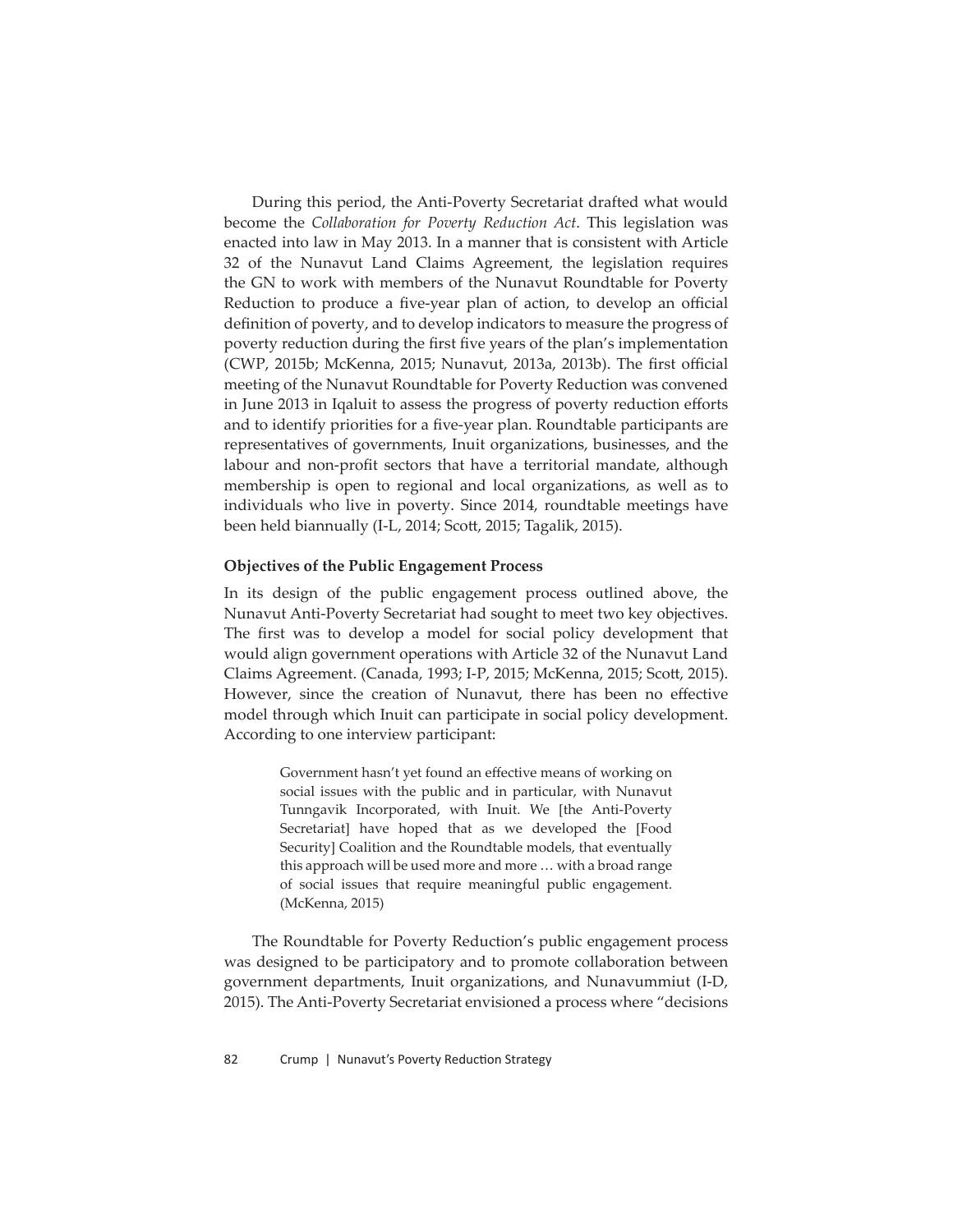During this period, the Anti-Poverty Secretariat drafted what would become the *Collaboration for Poverty Reduction Act*. This legislation was enacted into law in May 2013. In a manner that is consistent with Article 32 of the Nunavut Land Claims Agreement, the legislation requires the GN to work with members of the Nunavut Roundtable for Poverty Reduction to produce a five-year plan of action, to develop an official definition of poverty, and to develop indicators to measure the progress of poverty reduction during the first five years of the plan's implementation (CWP, 2015b; McKenna, 2015; Nunavut, 2013a, 2013b). The first official meeting of the Nunavut Roundtable for Poverty Reduction was convened in June 2013 in Iqaluit to assess the progress of poverty reduction efforts and to identify priorities for a five-year plan. Roundtable participants are representatives of governments, Inuit organizations, businesses, and the labour and non-profit sectors that have a territorial mandate, although membership is open to regional and local organizations, as well as to individuals who live in poverty. Since 2014, roundtable meetings have been held biannually (I-L, 2014; Scott, 2015; Tagalik, 2015).

**Objectives of the Public Engagement Process**

In its design of the public engagement process outlined above, the Nunavut Anti-Poverty Secretariat had sought to meet two key objectives. The first was to develop a model for social policy development that would align government operations with Article 32 of the Nunavut Land Claims Agreement. (Canada, 1993; I-P, 2015; McKenna, 2015; Scott, 2015). However, since the creation of Nunavut, there has been no effective model through which Inuit can participate in social policy development. According to one interview participant:

> Government hasn't yet found an effective means of working on social issues with the public and in particular, with Nunavut Tunngavik Incorporated, with Inuit. We [the Anti-Poverty Secretariat] have hoped that as we developed the [Food Security] Coalition and the Roundtable models, that eventually this approach will be used more and more … with a broad range of social issues that require meaningful public engagement. (McKenna, 2015)

The Roundtable for Poverty Reduction's public engagement process was designed to be participatory and to promote collaboration between government departments, Inuit organizations, and Nunavummiut (I-D, 2015). The Anti-Poverty Secretariat envisioned a process where "decisions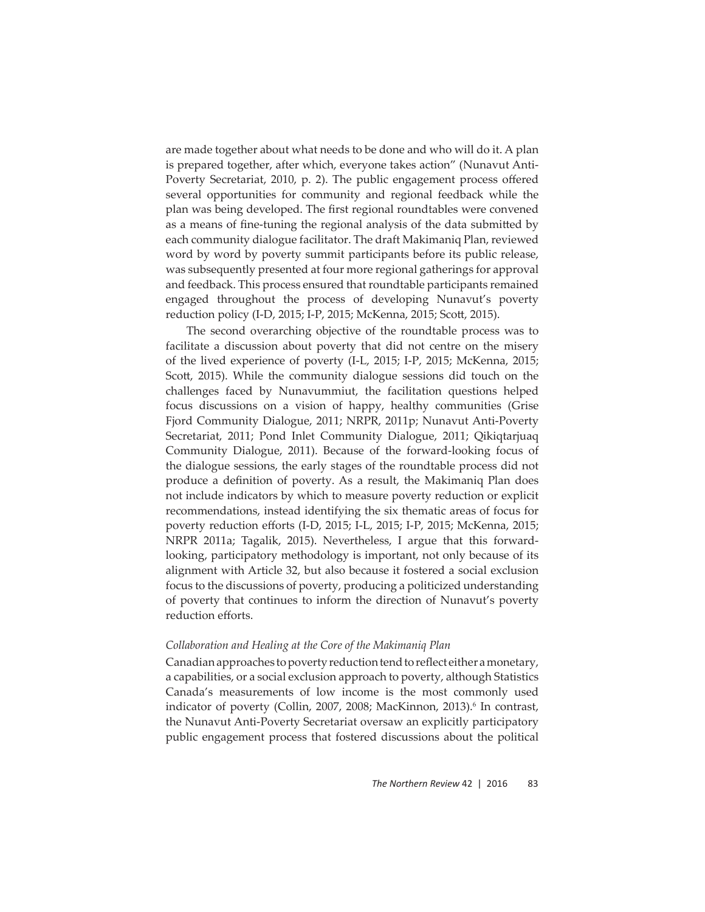are made together about what needs to be done and who will do it. A plan is prepared together, after which, everyone takes action" (Nunavut Anti-Poverty Secretariat, 2010, p. 2). The public engagement process offered several opportunities for community and regional feedback while the plan was being developed. The first regional roundtables were convened as a means of fine-tuning the regional analysis of the data submitted by each community dialogue facilitator. The draft Makimaniq Plan, reviewed word by word by poverty summit participants before its public release, was subsequently presented at four more regional gatherings for approval and feedback. This process ensured that roundtable participants remained engaged throughout the process of developing Nunavut's poverty reduction policy (I-D, 2015; I-P, 2015; McKenna, 2015; Scott, 2015).

The second overarching objective of the roundtable process was to facilitate a discussion about poverty that did not centre on the misery of the lived experience of poverty (I-L, 2015; I-P, 2015; McKenna, 2015; Scott, 2015). While the community dialogue sessions did touch on the challenges faced by Nunavummiut, the facilitation questions helped focus discussions on a vision of happy, healthy communities (Grise Fjord Community Dialogue, 2011; NRPR, 2011p; Nunavut Anti-Poverty Secretariat, 2011; Pond Inlet Community Dialogue, 2011; Qikiqtarjuaq Community Dialogue, 2011). Because of the forward-looking focus of the dialogue sessions, the early stages of the roundtable process did not produce a definition of poverty. As a result, the Makimaniq Plan does not include indicators by which to measure poverty reduction or explicit recommendations, instead identifying the six thematic areas of focus for poverty reduction efforts (I-D, 2015; I-L, 2015; I-P, 2015; McKenna, 2015; NRPR 2011a; Tagalik, 2015). Nevertheless, I argue that this forward-looking, participatory methodology is important, not only because of its alignment with Article 32, but also because it fostered a social exclusion focus to the discussions of poverty, producing a politicized understanding of poverty that continues to inform the direction of Nunavut's poverty reduction efforts.

*Collaboration and Healing at the Core of the Makimaniq Plan*

Canadian approaches to poverty reduction tend to reflect either a monetary, a capabilities, or a social exclusion approach to poverty, although Statistics Canada's measurements of low income is the most commonly used indicator of poverty (Collin, 2007, 2008; MacKinnon, 2013).[6] In contrast, the Nunavut Anti-Poverty Secretariat oversaw an explicitly participatory public engagement process that fostered discussions about the political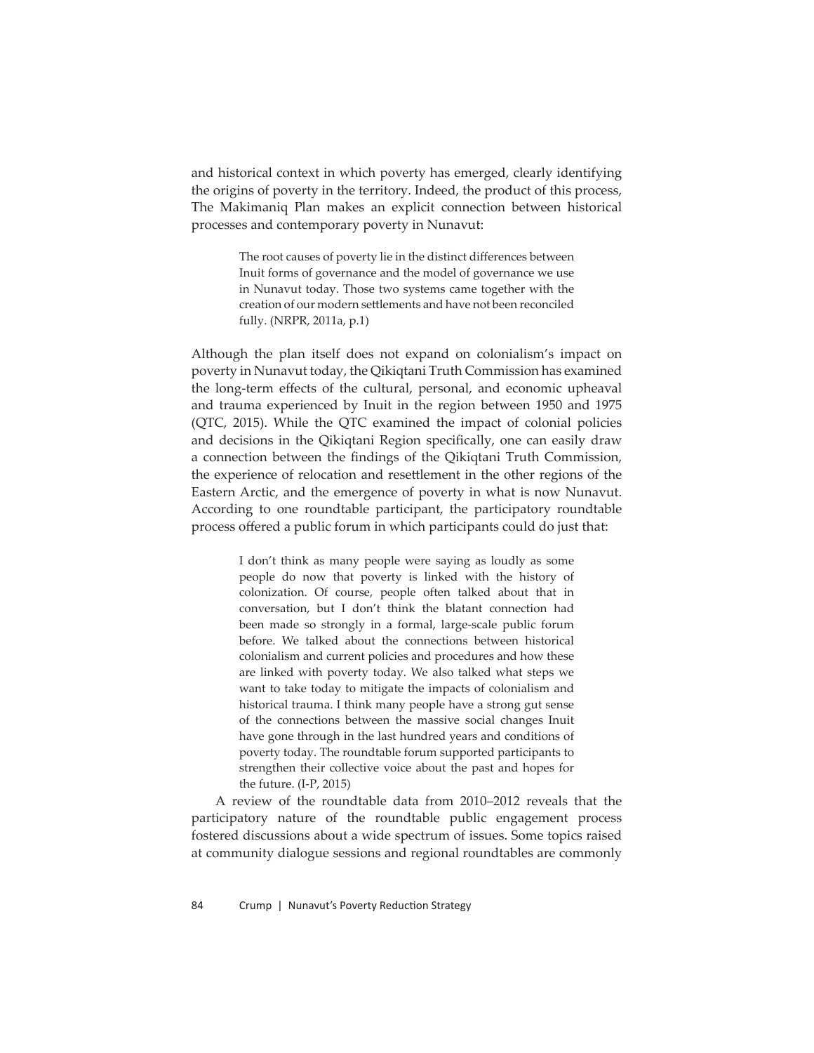and historical context in which poverty has emerged, clearly identifying the origins of poverty in the territory. Indeed, the product of this process, The Makimaniq Plan makes an explicit connection between historical processes and contemporary poverty in Nunavut:

> The root causes of poverty lie in the distinct differences between Inuit forms of governance and the model of governance we use in Nunavut today. Those two systems came together with the creation of our modern settlements and have not been reconciled fully. (NRPR, 2011a, p.1)

Although the plan itself does not expand on colonialism's impact on poverty in Nunavut today, the Qikiqtani Truth Commission has examined the long-term effects of the cultural, personal, and economic upheaval and trauma experienced by Inuit in the region between 1950 and 1975 (QTC, 2015). While the QTC examined the impact of colonial policies and decisions in the Qikiqtani Region specifically, one can easily draw a connection between the findings of the Qikiqtani Truth Commission, the experience of relocation and resettlement in the other regions of the Eastern Arctic, and the emergence of poverty in what is now Nunavut. According to one roundtable participant, the participatory roundtable process offered a public forum in which participants could do just that:

> I don't think as many people were saying as loudly as some people do now that poverty is linked with the history of colonization. Of course, people often talked about that in conversation, but I don't think the blatant connection had been made so strongly in a formal, large-scale public forum before. We talked about the connections between historical colonialism and current policies and procedures and how these are linked with poverty today. We also talked what steps we want to take today to mitigate the impacts of colonialism and historical trauma. I think many people have a strong gut sense of the connections between the massive social changes Inuit have gone through in the last hundred years and conditions of poverty today. The roundtable forum supported participants to strengthen their collective voice about the past and hopes for the future. (I-P, 2015)

A review of the roundtable data from 2010–2012 reveals that the participatory nature of the roundtable public engagement process fostered discussions about a wide spectrum of issues. Some topics raised at community dialogue sessions and regional roundtables are commonly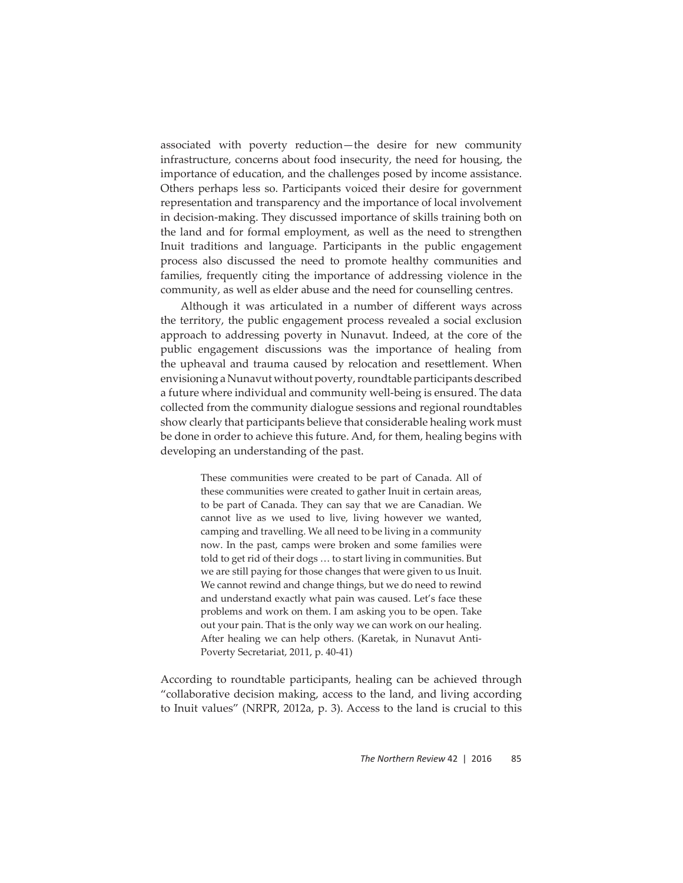associated with poverty reduction—the desire for new community infrastructure, concerns about food insecurity, the need for housing, the importance of education, and the challenges posed by income assistance. Others perhaps less so. Participants voiced their desire for government representation and transparency and the importance of local involvement in decision-making. They discussed importance of skills training both on the land and for formal employment, as well as the need to strengthen Inuit traditions and language. Participants in the public engagement process also discussed the need to promote healthy communities and families, frequently citing the importance of addressing violence in the community, as well as elder abuse and the need for counselling centres.

Although it was articulated in a number of different ways across the territory, the public engagement process revealed a social exclusion approach to addressing poverty in Nunavut. Indeed, at the core of the public engagement discussions was the importance of healing from the upheaval and trauma caused by relocation and resettlement. When envisioning a Nunavut without poverty, roundtable participants described a future where individual and community well-being is ensured. The data collected from the community dialogue sessions and regional roundtables show clearly that participants believe that considerable healing work must be done in order to achieve this future. And, for them, healing begins with developing an understanding of the past.

> These communities were created to be part of Canada. All of these communities were created to gather Inuit in certain areas, to be part of Canada. They can say that we are Canadian. We cannot live as we used to live, living however we wanted, camping and travelling. We all need to be living in a community now. In the past, camps were broken and some families were told to get rid of their dogs … to start living in communities. But we are still paying for those changes that were given to us Inuit. We cannot rewind and change things, but we do need to rewind and understand exactly what pain was caused. Let's face these problems and work on them. I am asking you to be open. Take out your pain. That is the only way we can work on our healing. After healing we can help others. (Karetak, in Nunavut Anti-Poverty Secretariat, 2011, p. 40-41)

According to roundtable participants, healing can be achieved through "collaborative decision making, access to the land, and living according to Inuit values" (NRPR, 2012a, p. 3). Access to the land is crucial to this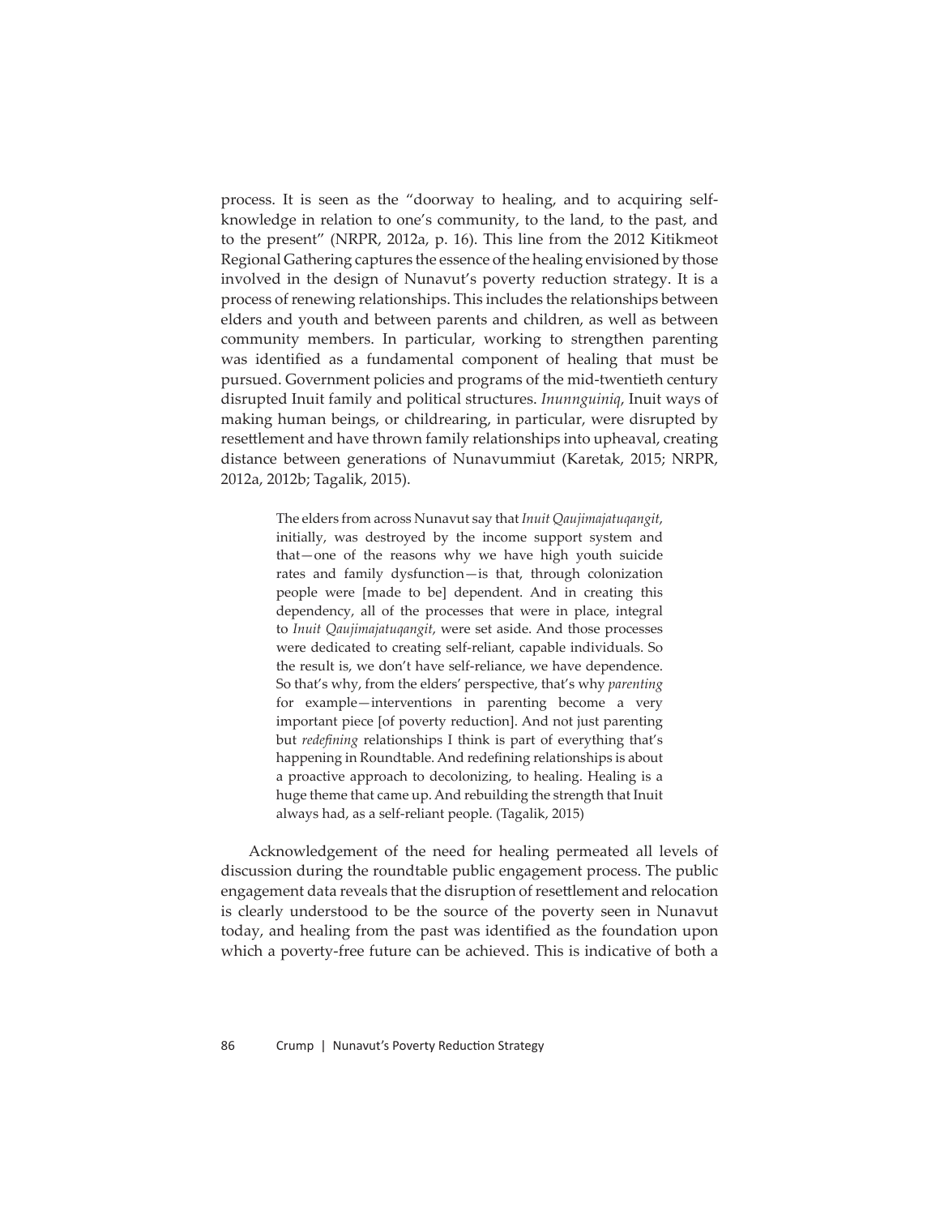process. It is seen as the "doorway to healing, and to acquiring self-knowledge in relation to one's community, to the land, to the past, and to the present" (NRPR, 2012a, p. 16). This line from the 2012 Kitikmeot Regional Gathering captures the essence of the healing envisioned by those involved in the design of Nunavut's poverty reduction strategy. It is a process of renewing relationships. This includes the relationships between elders and youth and between parents and children, as well as between community members. In particular, working to strengthen parenting was identified as a fundamental component of healing that must be pursued. Government policies and programs of the mid-twentieth century disrupted Inuit family and political structures. *Inunnguiniq*, Inuit ways of making human beings, or childrearing, in particular, were disrupted by resettlement and have thrown family relationships into upheaval, creating distance between generations of Nunavummiut (Karetak, 2015; NRPR, 2012a, 2012b; Tagalik, 2015).

> The elders from across Nunavut say that *Inuit Qaujimajatuqangit*, initially, was destroyed by the income support system and that—one of the reasons why we have high youth suicide rates and family dysfunction—is that, through colonization people were [made to be] dependent. And in creating this dependency, all of the processes that were in place, integral to *Inuit Qaujimajatuqangit*, were set aside. And those processes were dedicated to creating self-reliant, capable individuals. So the result is, we don't have self-reliance, we have dependence. So that's why, from the elders' perspective, that's why *parenting* for example—interventions in parenting become a very important piece [of poverty reduction]. And not just parenting but *redefining* relationships I think is part of everything that's happening in Roundtable. And redefining relationships is about a proactive approach to decolonizing, to healing. Healing is a huge theme that came up. And rebuilding the strength that Inuit always had, as a self-reliant people. (Tagalik, 2015)

Acknowledgement of the need for healing permeated all levels of discussion during the roundtable public engagement process. The public engagement data reveals that the disruption of resettlement and relocation is clearly understood to be the source of the poverty seen in Nunavut today, and healing from the past was identified as the foundation upon which a poverty-free future can be achieved. This is indicative of both a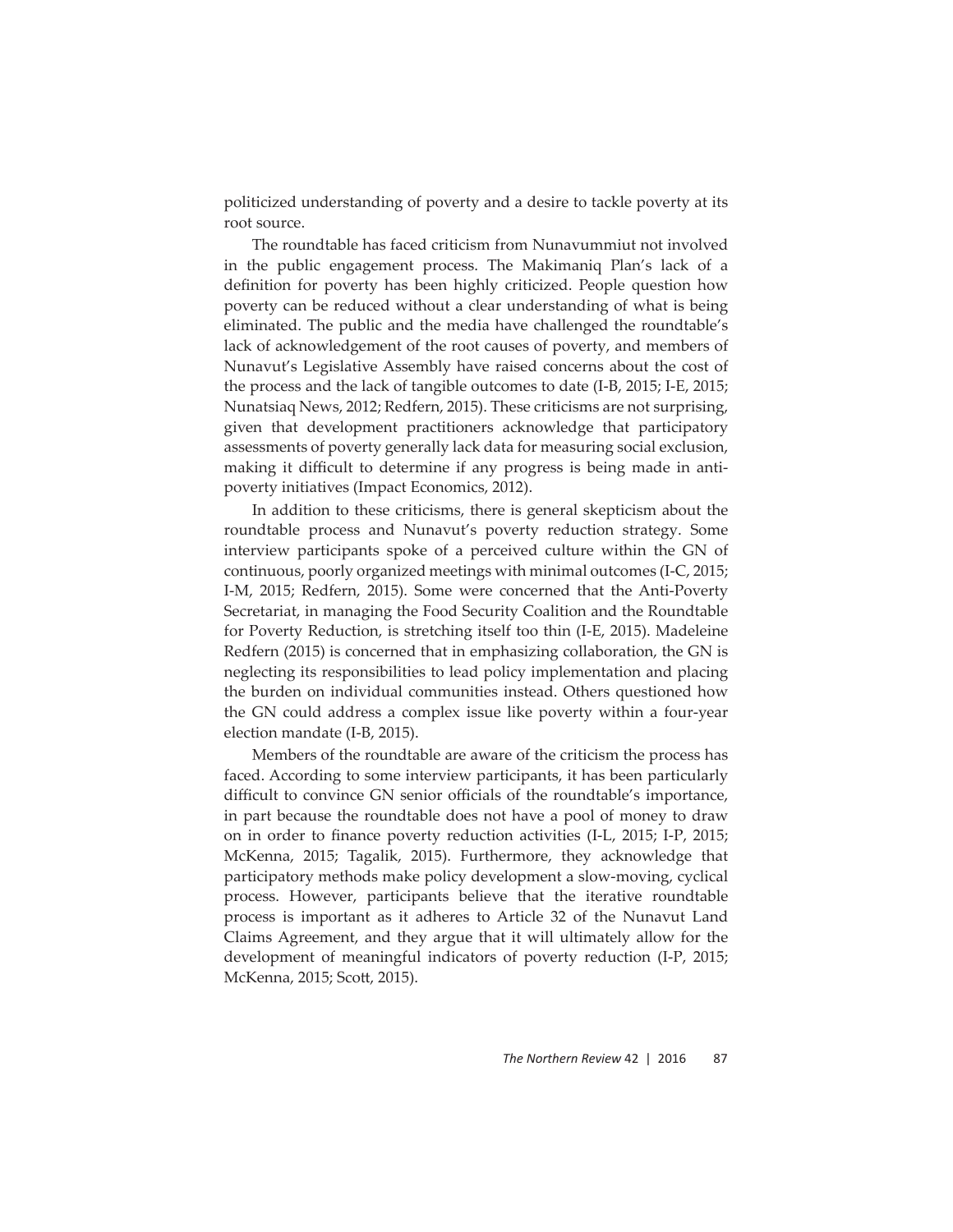politicized understanding of poverty and a desire to tackle poverty at its root source.

The roundtable has faced criticism from Nunavummiut not involved in the public engagement process. The Makimaniq Plan's lack of a definition for poverty has been highly criticized. People question how poverty can be reduced without a clear understanding of what is being eliminated. The public and the media have challenged the roundtable's lack of acknowledgement of the root causes of poverty, and members of Nunavut's Legislative Assembly have raised concerns about the cost of the process and the lack of tangible outcomes to date (I-B, 2015; I-E, 2015; Nunatsiaq News, 2012; Redfern, 2015). These criticisms are not surprising, given that development practitioners acknowledge that participatory assessments of poverty generally lack data for measuring social exclusion, making it difficult to determine if any progress is being made in anti-poverty initiatives (Impact Economics, 2012).

In addition to these criticisms, there is general skepticism about the roundtable process and Nunavut's poverty reduction strategy. Some interview participants spoke of a perceived culture within the GN of continuous, poorly organized meetings with minimal outcomes (I-C, 2015; I-M, 2015; Redfern, 2015). Some were concerned that the Anti-Poverty Secretariat, in managing the Food Security Coalition and the Roundtable for Poverty Reduction, is stretching itself too thin (I-E, 2015). Madeleine Redfern (2015) is concerned that in emphasizing collaboration, the GN is neglecting its responsibilities to lead policy implementation and placing the burden on individual communities instead. Others questioned how the GN could address a complex issue like poverty within a four-year election mandate (I-B, 2015).

Members of the roundtable are aware of the criticism the process has faced. According to some interview participants, it has been particularly difficult to convince GN senior officials of the roundtable's importance, in part because the roundtable does not have a pool of money to draw on in order to finance poverty reduction activities (I-L, 2015; I-P, 2015; McKenna, 2015; Tagalik, 2015). Furthermore, they acknowledge that participatory methods make policy development a slow-moving, cyclical process. However, participants believe that the iterative roundtable process is important as it adheres to Article 32 of the Nunavut Land Claims Agreement, and they argue that it will ultimately allow for the development of meaningful indicators of poverty reduction (I-P, 2015; McKenna, 2015; Scott, 2015).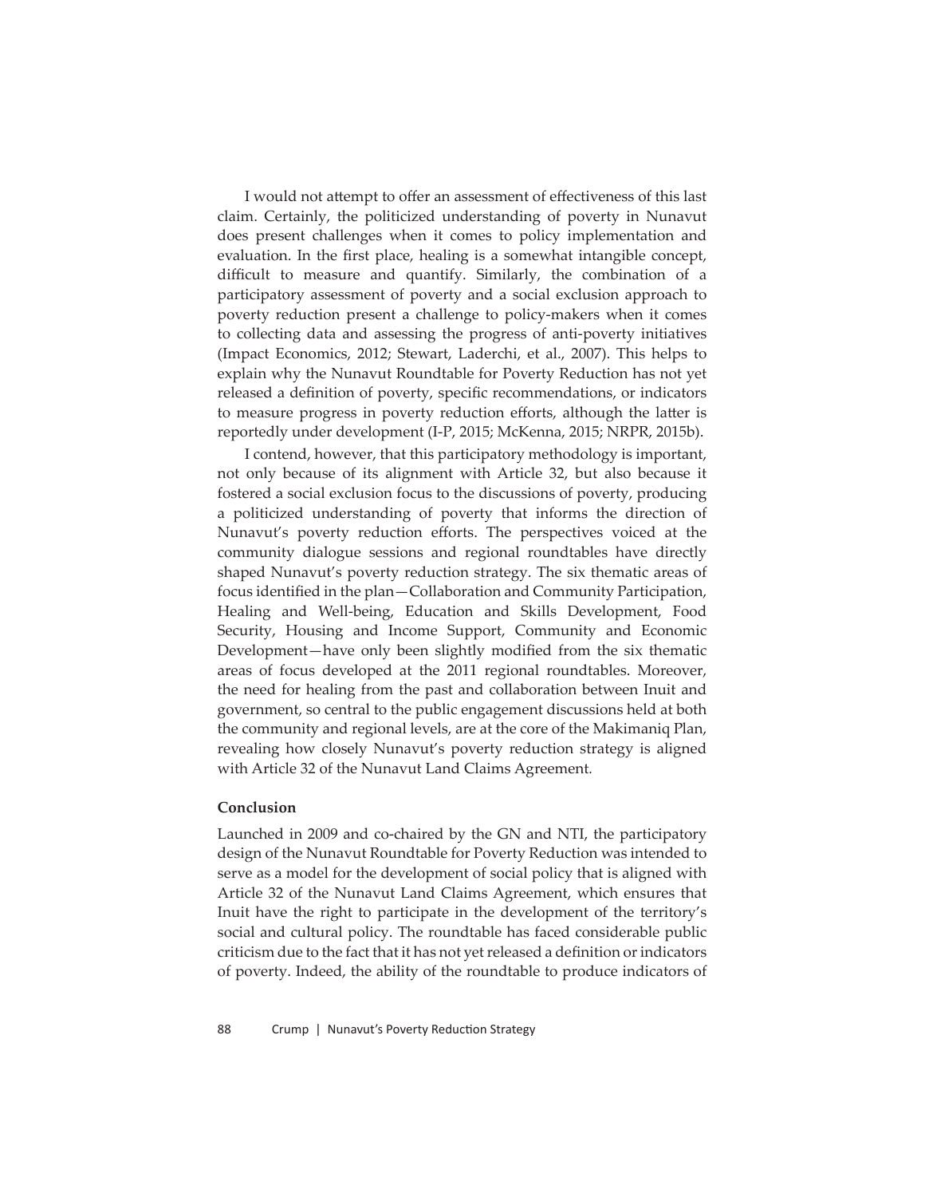I would not attempt to offer an assessment of effectiveness of this last claim. Certainly, the politicized understanding of poverty in Nunavut does present challenges when it comes to policy implementation and evaluation. In the first place, healing is a somewhat intangible concept, difficult to measure and quantify. Similarly, the combination of a participatory assessment of poverty and a social exclusion approach to poverty reduction present a challenge to policy-makers when it comes to collecting data and assessing the progress of anti-poverty initiatives (Impact Economics, 2012; Stewart, Laderchi, et al., 2007). This helps to explain why the Nunavut Roundtable for Poverty Reduction has not yet released a definition of poverty, specific recommendations, or indicators to measure progress in poverty reduction efforts, although the latter is reportedly under development (I-P, 2015; McKenna, 2015; NRPR, 2015b).

I contend, however, that this participatory methodology is important, not only because of its alignment with Article 32, but also because it fostered a social exclusion focus to the discussions of poverty, producing a politicized understanding of poverty that informs the direction of Nunavut's poverty reduction efforts. The perspectives voiced at the community dialogue sessions and regional roundtables have directly shaped Nunavut's poverty reduction strategy. The six thematic areas of focus identified in the plan—Collaboration and Community Participation, Healing and Well-being, Education and Skills Development, Food Security, Housing and Income Support, Community and Economic Development—have only been slightly modified from the six thematic areas of focus developed at the 2011 regional roundtables. Moreover, the need for healing from the past and collaboration between Inuit and government, so central to the public engagement discussions held at both the community and regional levels, are at the core of the Makimaniq Plan, revealing how closely Nunavut's poverty reduction strategy is aligned with Article 32 of the Nunavut Land Claims Agreement.

**Conclusion**

Launched in 2009 and co-chaired by the GN and NTI, the participatory design of the Nunavut Roundtable for Poverty Reduction was intended to serve as a model for the development of social policy that is aligned with Article 32 of the Nunavut Land Claims Agreement, which ensures that Inuit have the right to participate in the development of the territory's social and cultural policy. The roundtable has faced considerable public criticism due to the fact that it has not yet released a definition or indicators of poverty. Indeed, the ability of the roundtable to produce indicators of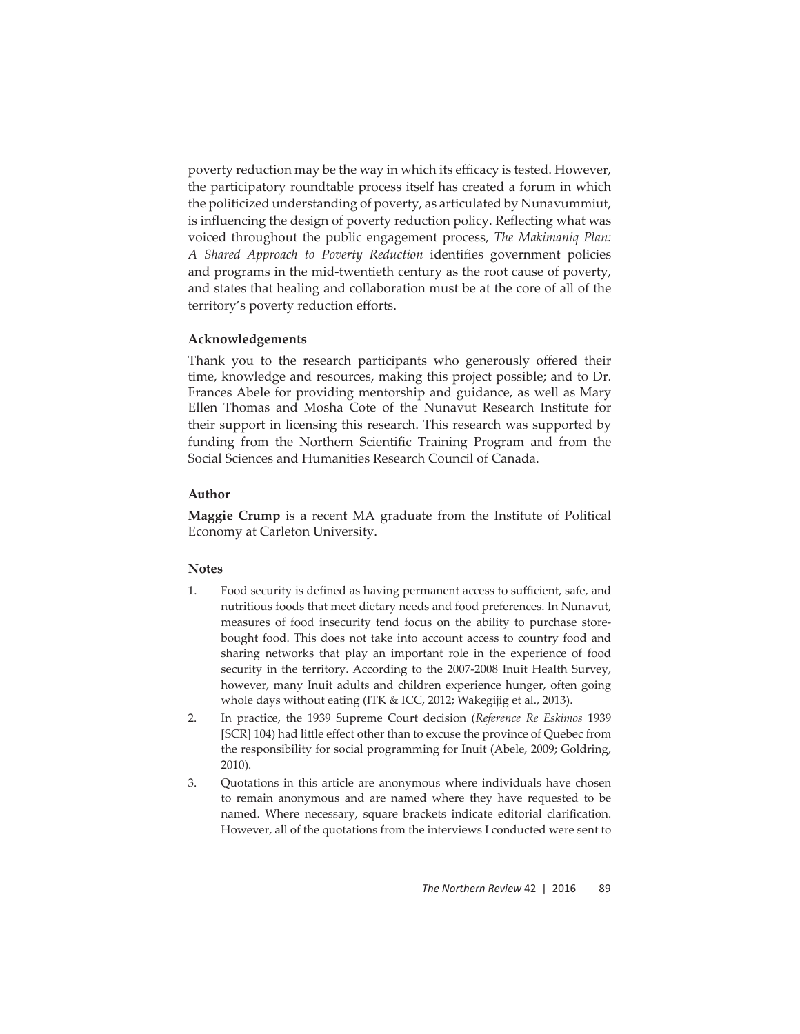poverty reduction may be the way in which its efficacy is tested. However, the participatory roundtable process itself has created a forum in which the politicized understanding of poverty, as articulated by Nunavummiut, is influencing the design of poverty reduction policy. Reflecting what was voiced throughout the public engagement process, *The Makimaniq Plan: A Shared Approach to Poverty Reduction* identifies government policies and programs in the mid-twentieth century as the root cause of poverty, and states that healing and collaboration must be at the core of all of the territory's poverty reduction efforts.

## Acknowledgements

Thank you to the research participants who generously offered their time, knowledge and resources, making this project possible; and to Dr. Frances Abele for providing mentorship and guidance, as well as Mary Ellen Thomas and Mosha Cote of the Nunavut Research Institute for their support in licensing this research. This research was supported by funding from the Northern Scientific Training Program and from the Social Sciences and Humanities Research Council of Canada.

## Author

**Maggie Crump** is a recent MA graduate from the Institute of Political Economy at Carleton University.

## Notes

1. Food security is defined as having permanent access to sufficient, safe, and nutritious foods that meet dietary needs and food preferences. In Nunavut, measures of food insecurity tend focus on the ability to purchase store-bought food. This does not take into account access to country food and sharing networks that play an important role in the experience of food security in the territory. According to the 2007-2008 Inuit Health Survey, however, many Inuit adults and children experience hunger, often going whole days without eating (ITK & ICC, 2012; Wakegijig et al., 2013).
2. In practice, the 1939 Supreme Court decision (*Reference Re Eskimos* 1939 [SCR] 104) had little effect other than to excuse the province of Quebec from the responsibility for social programming for Inuit (Abele, 2009; Goldring, 2010).
3. Quotations in this article are anonymous where individuals have chosen to remain anonymous and are named where they have requested to be named. Where necessary, square brackets indicate editorial clarification. However, all of the quotations from the interviews I conducted were sent to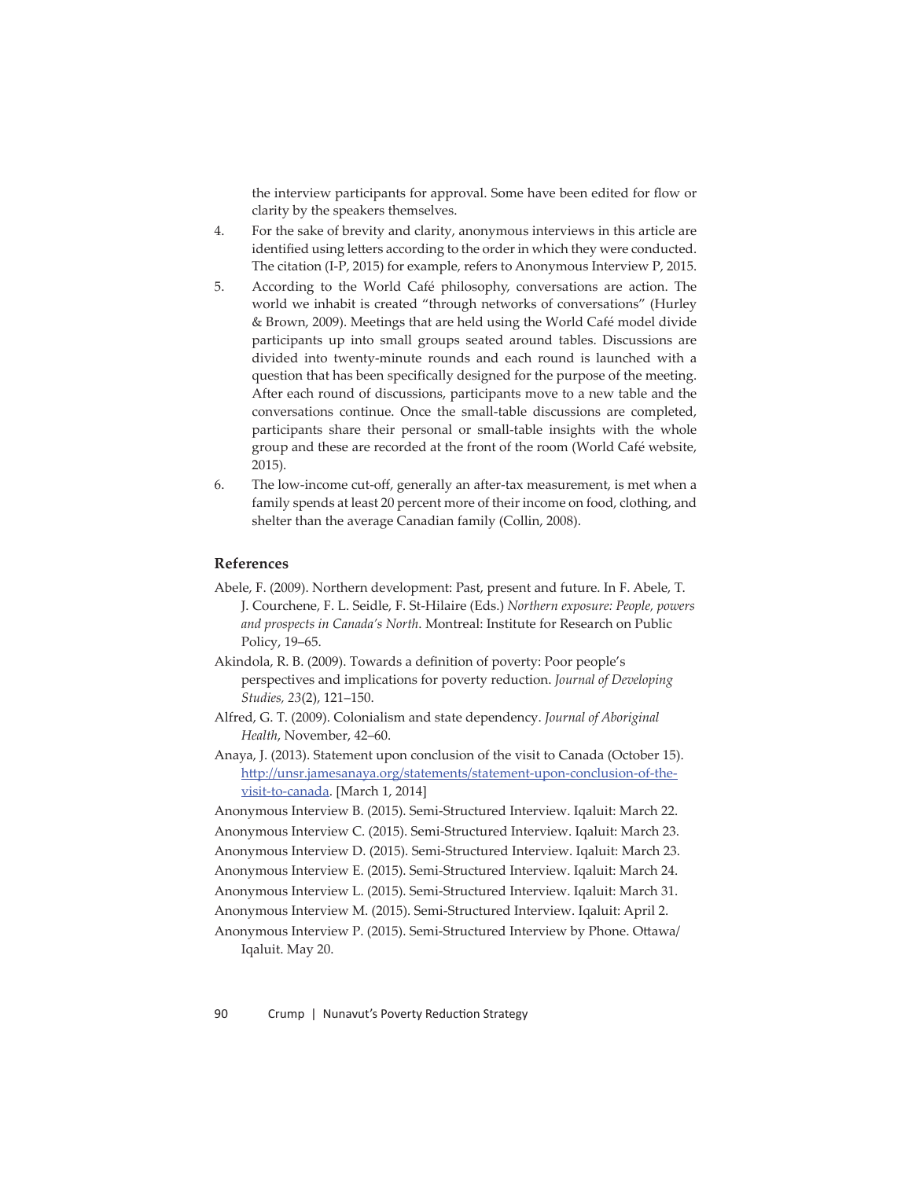the interview participants for approval. Some have been edited for flow or clarity by the speakers themselves.

4. For the sake of brevity and clarity, anonymous interviews in this article are identified using letters according to the order in which they were conducted. The citation (I-P, 2015) for example, refers to Anonymous Interview P, 2015.
5. According to the World Café philosophy, conversations are action. The world we inhabit is created "through networks of conversations" (Hurley & Brown, 2009). Meetings that are held using the World Café model divide participants up into small groups seated around tables. Discussions are divided into twenty-minute rounds and each round is launched with a question that has been specifically designed for the purpose of the meeting. After each round of discussions, participants move to a new table and the conversations continue. Once the small-table discussions are completed, participants share their personal or small-table insights with the whole group and these are recorded at the front of the room (World Café website, 2015).
6. The low-income cut-off, generally an after-tax measurement, is met when a family spends at least 20 percent more of their income on food, clothing, and shelter than the average Canadian family (Collin, 2008).

## References

Abele, F. (2009). Northern development: Past, present and future. In F. Abele, T. J. Courchene, F. L. Seidle, F. St-Hilaire (Eds.) *Northern exposure: People, powers and prospects in Canada's North*. Montreal: Institute for Research on Public Policy, 19–65.

Akindola, R. B. (2009). Towards a definition of poverty: Poor people's perspectives and implications for poverty reduction. *Journal of Developing Studies, 23*(2), 121–150.

Alfred, G. T. (2009). Colonialism and state dependency. *Journal of Aboriginal Health*, November, 42–60.

Anaya, J. (2013). Statement upon conclusion of the visit to Canada (October 15). http://unsr.jamesanaya.org/statements/statement-upon-conclusion-of-the-visit-to-canada. [March 1, 2014]

Anonymous Interview B. (2015). Semi-Structured Interview. Iqaluit: March 22.

Anonymous Interview C. (2015). Semi-Structured Interview. Iqaluit: March 23.

Anonymous Interview D. (2015). Semi-Structured Interview. Iqaluit: March 23.

Anonymous Interview E. (2015). Semi-Structured Interview. Iqaluit: March 24.

Anonymous Interview L. (2015). Semi-Structured Interview. Iqaluit: March 31.

Anonymous Interview M. (2015). Semi-Structured Interview. Iqaluit: April 2.

Anonymous Interview P. (2015). Semi-Structured Interview by Phone. Ottawa/Iqaluit. May 20.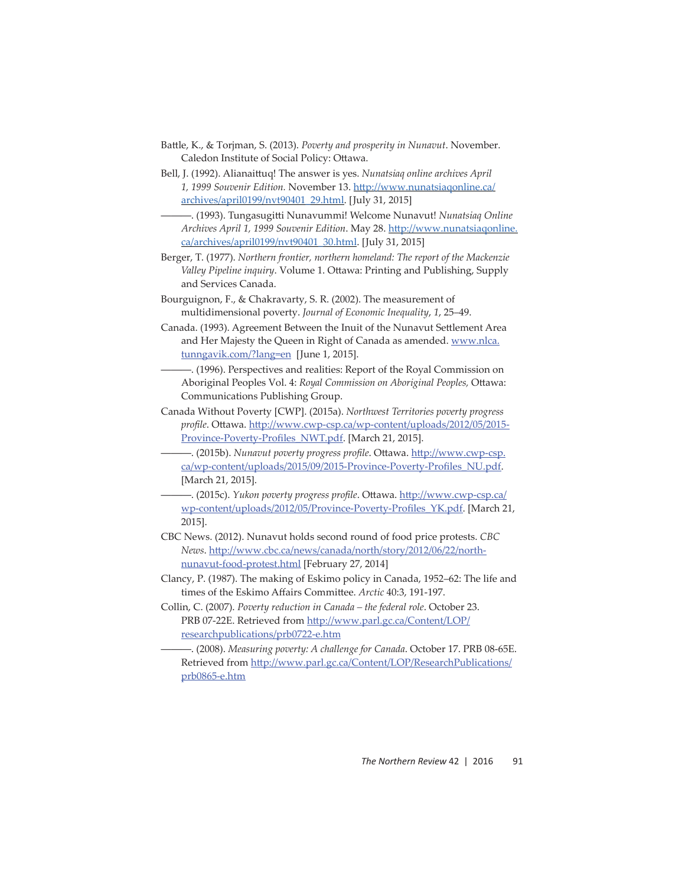Battle, K., & Torjman, S. (2013). *Poverty and prosperity in Nunavut*. November. Caledon Institute of Social Policy: Ottawa.

Bell, J. (1992). Alianaittuq! The answer is yes. *Nunatsiaq online archives April 1, 1999 Souvenir Edition.* November 13. http://www.nunatsiaqonline.ca/archives/april0199/nvt90401_29.html. [July 31, 2015]

———. (1993). Tungasugitti Nunavummi! Welcome Nunavut! *Nunatsiaq Online Archives April 1, 1999 Souvenir Edition*. May 28. http://www.nunatsiaqonline.ca/archives/april0199/nvt90401_30.html. [July 31, 2015]

Berger, T. (1977). *Northern frontier, northern homeland: The report of the Mackenzie Valley Pipeline inquiry*. Volume 1. Ottawa: Printing and Publishing, Supply and Services Canada.

Bourguignon, F., & Chakravarty, S. R. (2002). The measurement of multidimensional poverty. *Journal of Economic Inequality*, *1*, 25–49.

Canada. (1993). Agreement Between the Inuit of the Nunavut Settlement Area and Her Majesty the Queen in Right of Canada as amended. www.nlca.tunngavik.com/?lang=en [June 1, 2015].

———. (1996). Perspectives and realities: Report of the Royal Commission on Aboriginal Peoples Vol. 4: *Royal Commission on Aboriginal Peoples,* Ottawa: Communications Publishing Group.

Canada Without Poverty [CWP]. (2015a). *Northwest Territories poverty progress profile*. Ottawa. http://www.cwp-csp.ca/wp-content/uploads/2012/05/2015-Province-Poverty-Profiles_NWT.pdf. [March 21, 2015].

———. (2015b). *Nunavut poverty progress profile*. Ottawa. http://www.cwp-csp.ca/wp-content/uploads/2015/09/2015-Province-Poverty-Profiles_NU.pdf. [March 21, 2015].

———. (2015c). *Yukon poverty progress profile*. Ottawa. http://www.cwp-csp.ca/wp-content/uploads/2012/05/Province-Poverty-Profiles_YK.pdf. [March 21, 2015].

CBC News. (2012). Nunavut holds second round of food price protests. *CBC News*. http://www.cbc.ca/news/canada/north/story/2012/06/22/north-nunavut-food-protest.html [February 27, 2014]

Clancy, P. (1987). The making of Eskimo policy in Canada, 1952–62: The life and times of the Eskimo Affairs Committee. *Arctic* 40:3, 191-197.

Collin, C. (2007). *Poverty reduction in Canada – the federal role*. October 23. PRB 07-22E. Retrieved from http://www.parl.gc.ca/Content/LOP/researchpublications/prb0722-e.htm

———. (2008). *Measuring poverty: A challenge for Canada*. October 17. PRB 08-65E. Retrieved from http://www.parl.gc.ca/Content/LOP/ResearchPublications/prb0865-e.htm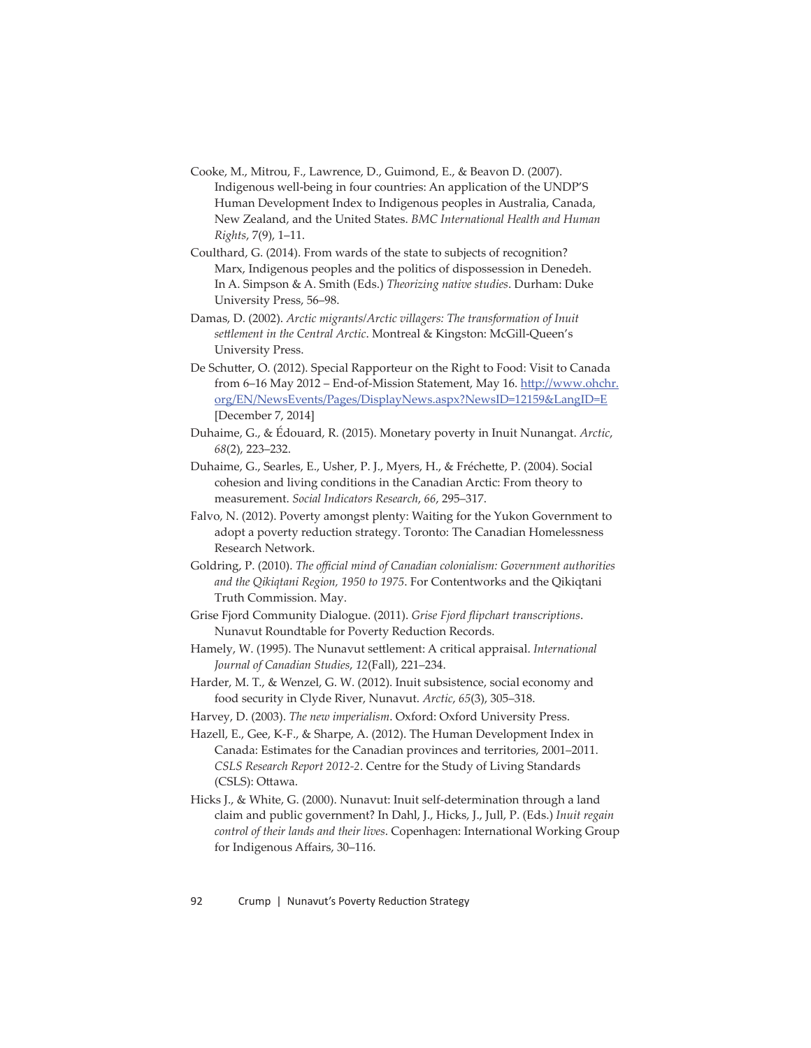Cooke, M., Mitrou, F., Lawrence, D., Guimond, E., & Beavon D. (2007). Indigenous well-being in four countries: An application of the UNDP'S Human Development Index to Indigenous peoples in Australia, Canada, New Zealand, and the United States. *BMC International Health and Human Rights*, 7(9), 1–11.

Coulthard, G. (2014). From wards of the state to subjects of recognition? Marx, Indigenous peoples and the politics of dispossession in Denedeh. In A. Simpson & A. Smith (Eds.) *Theorizing native studies*. Durham: Duke University Press, 56–98.

Damas, D. (2002). *Arctic migrants/Arctic villagers: The transformation of Inuit settlement in the Central Arctic*. Montreal & Kingston: McGill-Queen's University Press.

De Schutter, O. (2012). Special Rapporteur on the Right to Food: Visit to Canada from 6–16 May 2012 – End-of-Mission Statement, May 16. http://www.ohchr.org/EN/NewsEvents/Pages/DisplayNews.aspx?NewsID=12159&LangID=E [December 7, 2014]

Duhaime, G., & Édouard, R. (2015). Monetary poverty in Inuit Nunangat. *Arctic*, *68*(2), 223–232.

Duhaime, G., Searles, E., Usher, P. J., Myers, H., & Fréchette, P. (2004). Social cohesion and living conditions in the Canadian Arctic: From theory to measurement. *Social Indicators Research*, *66*, 295–317.

Falvo, N. (2012). Poverty amongst plenty: Waiting for the Yukon Government to adopt a poverty reduction strategy. Toronto: The Canadian Homelessness Research Network.

Goldring, P. (2010). *The official mind of Canadian colonialism: Government authorities and the Qikiqtani Region, 1950 to 1975*. For Contentworks and the Qikiqtani Truth Commission. May.

Grise Fjord Community Dialogue. (2011). *Grise Fjord flipchart transcriptions*. Nunavut Roundtable for Poverty Reduction Records.

Hamely, W. (1995). The Nunavut settlement: A critical appraisal. *International Journal of Canadian Studies*, *12*(Fall), 221–234.

Harder, M. T., & Wenzel, G. W. (2012). Inuit subsistence, social economy and food security in Clyde River, Nunavut. *Arctic*, *65*(3), 305–318.

Harvey, D. (2003). *The new imperialism*. Oxford: Oxford University Press.

Hazell, E., Gee, K-F., & Sharpe, A. (2012). The Human Development Index in Canada: Estimates for the Canadian provinces and territories, 2001–2011. *CSLS Research Report 2012-2*. Centre for the Study of Living Standards (CSLS): Ottawa.

Hicks J., & White, G. (2000). Nunavut: Inuit self-determination through a land claim and public government? In Dahl, J., Hicks, J., Jull, P. (Eds.) *Inuit regain control of their lands and their lives*. Copenhagen: International Working Group for Indigenous Affairs, 30–116.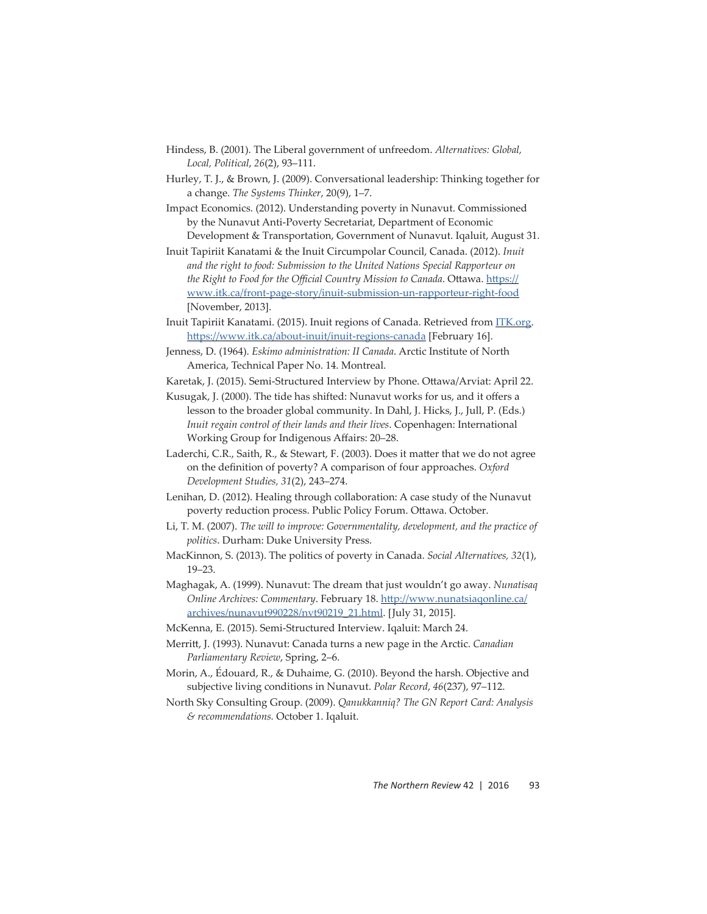Hindess, B. (2001). The Liberal government of unfreedom. *Alternatives: Global, Local, Political*, *26*(2), 93–111.

Hurley, T. J., & Brown, J. (2009). Conversational leadership: Thinking together for a change. *The Systems Thinker*, 20(9), 1–7.

Impact Economics. (2012). Understanding poverty in Nunavut. Commissioned by the Nunavut Anti-Poverty Secretariat, Department of Economic Development & Transportation, Government of Nunavut. Iqaluit, August 31.

Inuit Tapiriit Kanatami & the Inuit Circumpolar Council, Canada. (2012). *Inuit and the right to food: Submission to the United Nations Special Rapporteur on the Right to Food for the Official Country Mission to Canada*. Ottawa. https://www.itk.ca/front-page-story/inuit-submission-un-rapporteur-right-food [November, 2013].

Inuit Tapiriit Kanatami. (2015). Inuit regions of Canada. Retrieved from ITK.org. https://www.itk.ca/about-inuit/inuit-regions-canada [February 16].

Jenness, D. (1964). *Eskimo administration: II Canada*. Arctic Institute of North America, Technical Paper No. 14. Montreal.

Karetak, J. (2015). Semi-Structured Interview by Phone. Ottawa/Arviat: April 22.

Kusugak, J. (2000). The tide has shifted: Nunavut works for us, and it offers a lesson to the broader global community. In Dahl, J. Hicks, J., Jull, P. (Eds.) *Inuit regain control of their lands and their lives*. Copenhagen: International Working Group for Indigenous Affairs: 20–28.

Laderchi, C.R., Saith, R., & Stewart, F. (2003). Does it matter that we do not agree on the definition of poverty? A comparison of four approaches. *Oxford Development Studies, 31*(2), 243–274.

Lenihan, D. (2012). Healing through collaboration: A case study of the Nunavut poverty reduction process. Public Policy Forum. Ottawa. October.

Li, T. M. (2007). *The will to improve: Governmentality, development, and the practice of politics*. Durham: Duke University Press.

MacKinnon, S. (2013). The politics of poverty in Canada. *Social Alternatives, 32*(1), 19–23.

Maghagak, A. (1999). Nunavut: The dream that just wouldn't go away. *Nunatisaq Online Archives: Commentary*. February 18. http://www.nunatsiaqonline.ca/archives/nunavut990228/nvt90219_21.html. [July 31, 2015].

McKenna, E. (2015). Semi-Structured Interview. Iqaluit: March 24.

Merritt, J. (1993). Nunavut: Canada turns a new page in the Arctic. *Canadian Parliamentary Review*, Spring, 2–6.

Morin, A., Édouard, R., & Duhaime, G. (2010). Beyond the harsh. Objective and subjective living conditions in Nunavut. *Polar Record*, *46*(237), 97–112.

North Sky Consulting Group. (2009). *Qanukkanniq? The GN Report Card: Analysis & recommendations.* October 1. Iqaluit.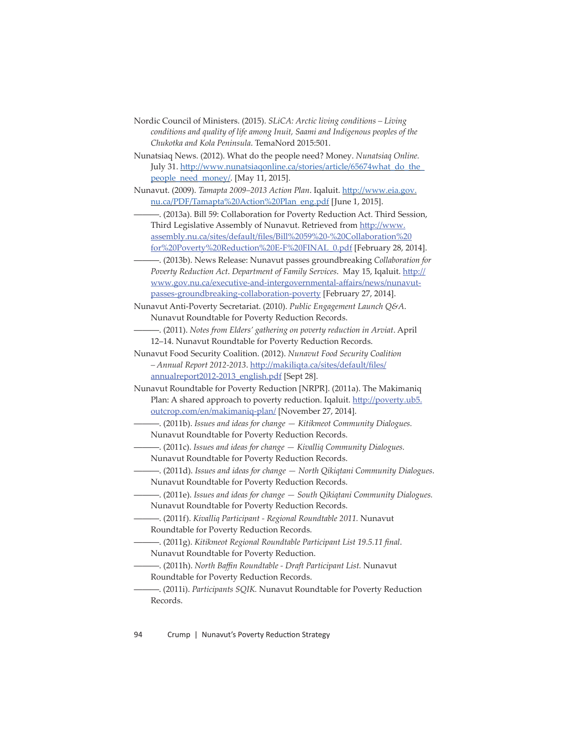Nordic Council of Ministers. (2015). *SLiCA: Arctic living conditions – Living conditions and quality of life among Inuit, Saami and Indigenous peoples of the Chukotka and Kola Peninsula*. TemaNord 2015:501.

Nunatsiaq News. (2012). What do the people need? Money. *Nunatsiaq Online*. July 31. http://www.nunatsiaqonline.ca/stories/article/65674what_do_the_people_need_money/. [May 11, 2015].

Nunavut. (2009). *Tamapta 2009–2013 Action Plan*. Iqaluit. http://www.eia.gov.nu.ca/PDF/Tamapta%20Action%20Plan_eng.pdf [June 1, 2015].

———. (2013a). Bill 59: Collaboration for Poverty Reduction Act. Third Session, Third Legislative Assembly of Nunavut. Retrieved from http://www.assembly.nu.ca/sites/default/files/Bill%2059%20-%20Collaboration%20for%20Poverty%20Reduction%20E-F%20FINAL_0.pdf [February 28, 2014].

———. (2013b). News Release: Nunavut passes groundbreaking *Collaboration for Poverty Reduction Act*. *Department of Family Services*. May 15, Iqaluit. http://www.gov.nu.ca/executive-and-intergovernmental-affairs/news/nunavut-passes-groundbreaking-collaboration-poverty [February 27, 2014].

Nunavut Anti-Poverty Secretariat. (2010). *Public Engagement Launch Q&A*. Nunavut Roundtable for Poverty Reduction Records.

———. (2011). *Notes from Elders' gathering on poverty reduction in Arviat*. April 12–14. Nunavut Roundtable for Poverty Reduction Records.

Nunavut Food Security Coalition. (2012). *Nunavut Food Security Coalition – Annual Report 2012-2013*. http://makiliqta.ca/sites/default/files/annualreport2012-2013_english.pdf [Sept 28].

Nunavut Roundtable for Poverty Reduction [NRPR]. (2011a). The Makimaniq Plan: A shared approach to poverty reduction. Iqaluit. http://poverty.ub5.outcrop.com/en/makimaniq-plan/ [November 27, 2014].

———. (2011b). *Issues and ideas for change — Kitikmeot Community Dialogues.* Nunavut Roundtable for Poverty Reduction Records.

———. (2011c). *Issues and ideas for change — Kivalliq Community Dialogues.* Nunavut Roundtable for Poverty Reduction Records.

———. (2011d). *Issues and ideas for change — North Qikiqtani Community Dialogues*. Nunavut Roundtable for Poverty Reduction Records.

———. (2011e). *Issues and ideas for change — South Qikiqtani Community Dialogues.* Nunavut Roundtable for Poverty Reduction Records.

———. (2011f). *Kivalliq Participant - Regional Roundtable 2011.* Nunavut Roundtable for Poverty Reduction Records.

———. (2011g). *Kitikmeot Regional Roundtable Participant List 19.5.11 final*. Nunavut Roundtable for Poverty Reduction.

———. (2011h). *North Baffin Roundtable - Draft Participant List.* Nunavut Roundtable for Poverty Reduction Records.

———. (2011i). *Participants SQIK.* Nunavut Roundtable for Poverty Reduction Records.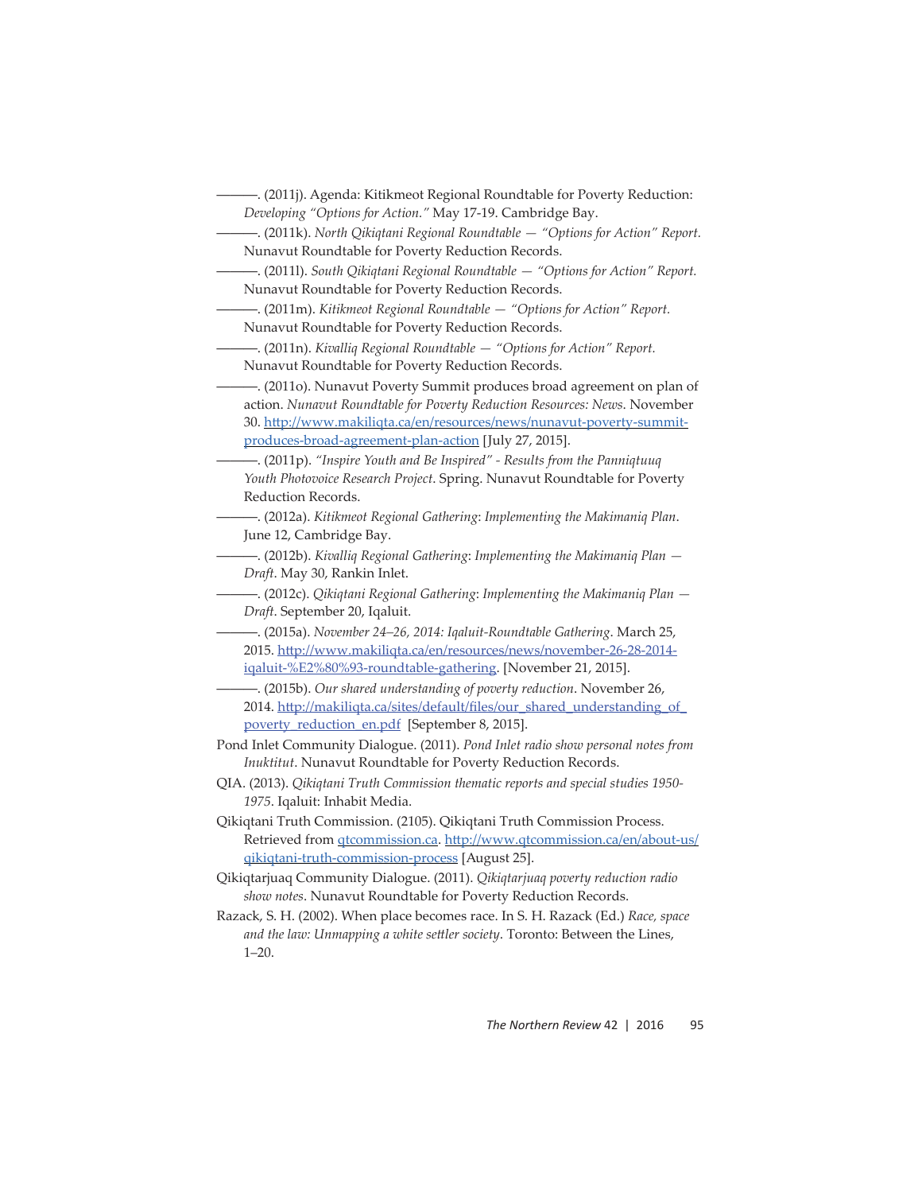———. (2011j). Agenda: Kitikmeot Regional Roundtable for Poverty Reduction: *Developing "Options for Action."* May 17-19. Cambridge Bay.

———. (2011k). *North Qikiqtani Regional Roundtable — "Options for Action" Report.* Nunavut Roundtable for Poverty Reduction Records.

———. (2011l). *South Qikiqtani Regional Roundtable — "Options for Action" Report.* Nunavut Roundtable for Poverty Reduction Records.

———. (2011m). *Kitikmeot Regional Roundtable — "Options for Action" Report.* Nunavut Roundtable for Poverty Reduction Records.

———. (2011n). *Kivalliq Regional Roundtable — "Options for Action" Report.* Nunavut Roundtable for Poverty Reduction Records.

———. (2011o). Nunavut Poverty Summit produces broad agreement on plan of action. *Nunavut Roundtable for Poverty Reduction Resources: News*. November 30. http://www.makiliqta.ca/en/resources/news/nunavut-poverty-summit-produces-broad-agreement-plan-action [July 27, 2015].

———. (2011p). *"Inspire Youth and Be Inspired" - Results from the Panniqtuuq Youth Photovoice Research Project*. Spring. Nunavut Roundtable for Poverty Reduction Records.

———. (2012a). *Kitikmeot Regional Gathering*: *Implementing the Makimaniq Plan*. June 12, Cambridge Bay.

———. (2012b). *Kivalliq Regional Gathering*: *Implementing the Makimaniq Plan — Draft*. May 30, Rankin Inlet.

———. (2012c). *Qikiqtani Regional Gathering*: *Implementing the Makimaniq Plan — Draft*. September 20, Iqaluit.

———. (2015a). *November 24–26, 2014: Iqaluit-Roundtable Gathering*. March 25, 2015. http://www.makiliqta.ca/en/resources/news/november-26-28-2014-iqaluit-%E2%80%93-roundtable-gathering. [November 21, 2015].

———. (2015b). *Our shared understanding of poverty reduction*. November 26, 2014. http://makiliqta.ca/sites/default/files/our_shared_understanding_of_poverty_reduction_en.pdf [September 8, 2015].

Pond Inlet Community Dialogue. (2011). *Pond Inlet radio show personal notes from Inuktitut*. Nunavut Roundtable for Poverty Reduction Records.

QIA. (2013). *Qikiqtani Truth Commission thematic reports and special studies 1950-1975*. Iqaluit: Inhabit Media.

Qikiqtani Truth Commission. (2105). Qikiqtani Truth Commission Process. Retrieved from qtcommission.ca. http://www.qtcommission.ca/en/about-us/qikiqtani-truth-commission-process [August 25].

Qikiqtarjuaq Community Dialogue. (2011). *Qikiqtarjuaq poverty reduction radio show notes*. Nunavut Roundtable for Poverty Reduction Records.

Razack, S. H. (2002). When place becomes race. In S. H. Razack (Ed.) *Race, space and the law: Unmapping a white settler society*. Toronto: Between the Lines, 1–20.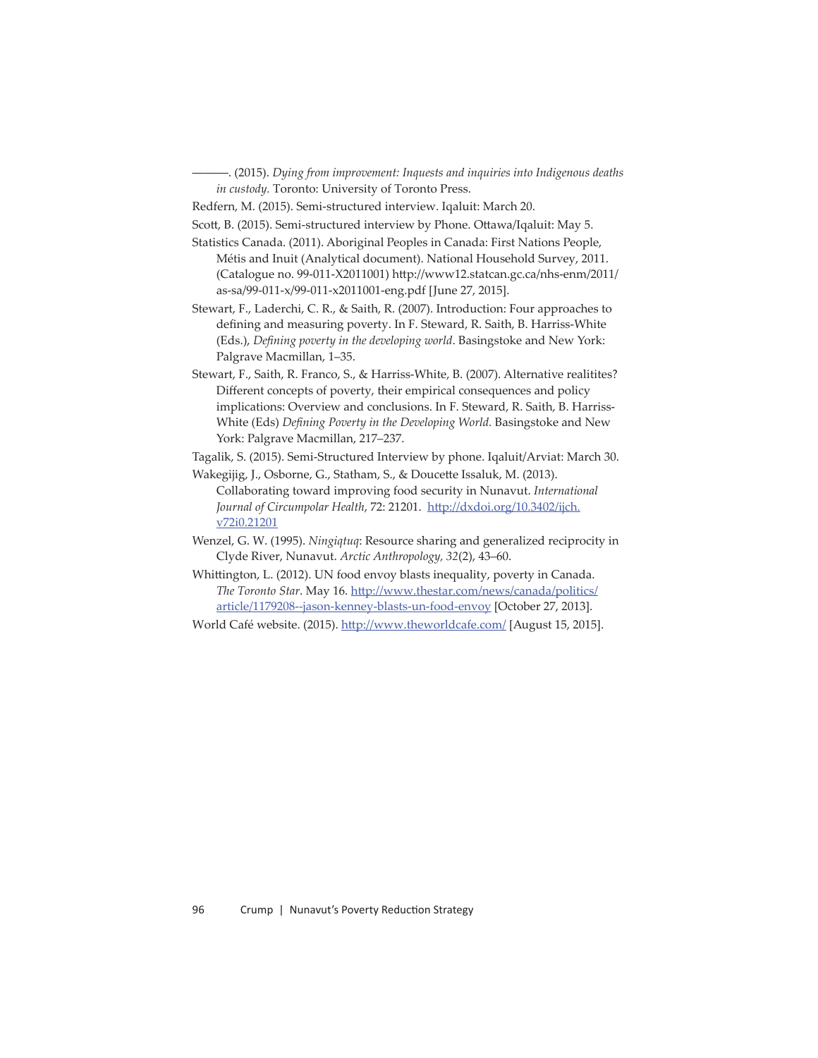———. (2015). *Dying from improvement: Inquests and inquiries into Indigenous deaths in custody.* Toronto: University of Toronto Press.

Redfern, M. (2015). Semi-structured interview. Iqaluit: March 20.

Scott, B. (2015). Semi-structured interview by Phone. Ottawa/Iqaluit: May 5.

Statistics Canada. (2011). Aboriginal Peoples in Canada: First Nations People, Métis and Inuit (Analytical document). National Household Survey, 2011. (Catalogue no. 99-011-X2011001) http://www12.statcan.gc.ca/nhs-enm/2011/as-sa/99-011-x/99-011-x2011001-eng.pdf [June 27, 2015].

Stewart, F., Laderchi, C. R., & Saith, R. (2007). Introduction: Four approaches to defining and measuring poverty. In F. Steward, R. Saith, B. Harriss-White (Eds.), *Defining poverty in the developing world*. Basingstoke and New York: Palgrave Macmillan, 1–35.

Stewart, F., Saith, R. Franco, S., & Harriss-White, B. (2007). Alternative realitites? Different concepts of poverty, their empirical consequences and policy implications: Overview and conclusions. In F. Steward, R. Saith, B. Harriss-White (Eds) *Defining Poverty in the Developing World.* Basingstoke and New York: Palgrave Macmillan, 217–237.

Tagalik, S. (2015). Semi-Structured Interview by phone. Iqaluit/Arviat: March 30.

Wakegijig, J., Osborne, G., Statham, S., & Doucette Issaluk, M. (2013). Collaborating toward improving food security in Nunavut. *International Journal of Circumpolar Health*, 72: 21201. http://dxdoi.org/10.3402/ijch.v72i0.21201

Wenzel, G. W. (1995). *Ningiqtuq*: Resource sharing and generalized reciprocity in Clyde River, Nunavut. *Arctic Anthropology, 32*(2), 43–60.

Whittington, L. (2012). UN food envoy blasts inequality, poverty in Canada. *The Toronto Star*. May 16. http://www.thestar.com/news/canada/politics/article/1179208--jason-kenney-blasts-un-food-envoy [October 27, 2013].

World Café website. (2015). http://www.theworldcafe.com/ [August 15, 2015].